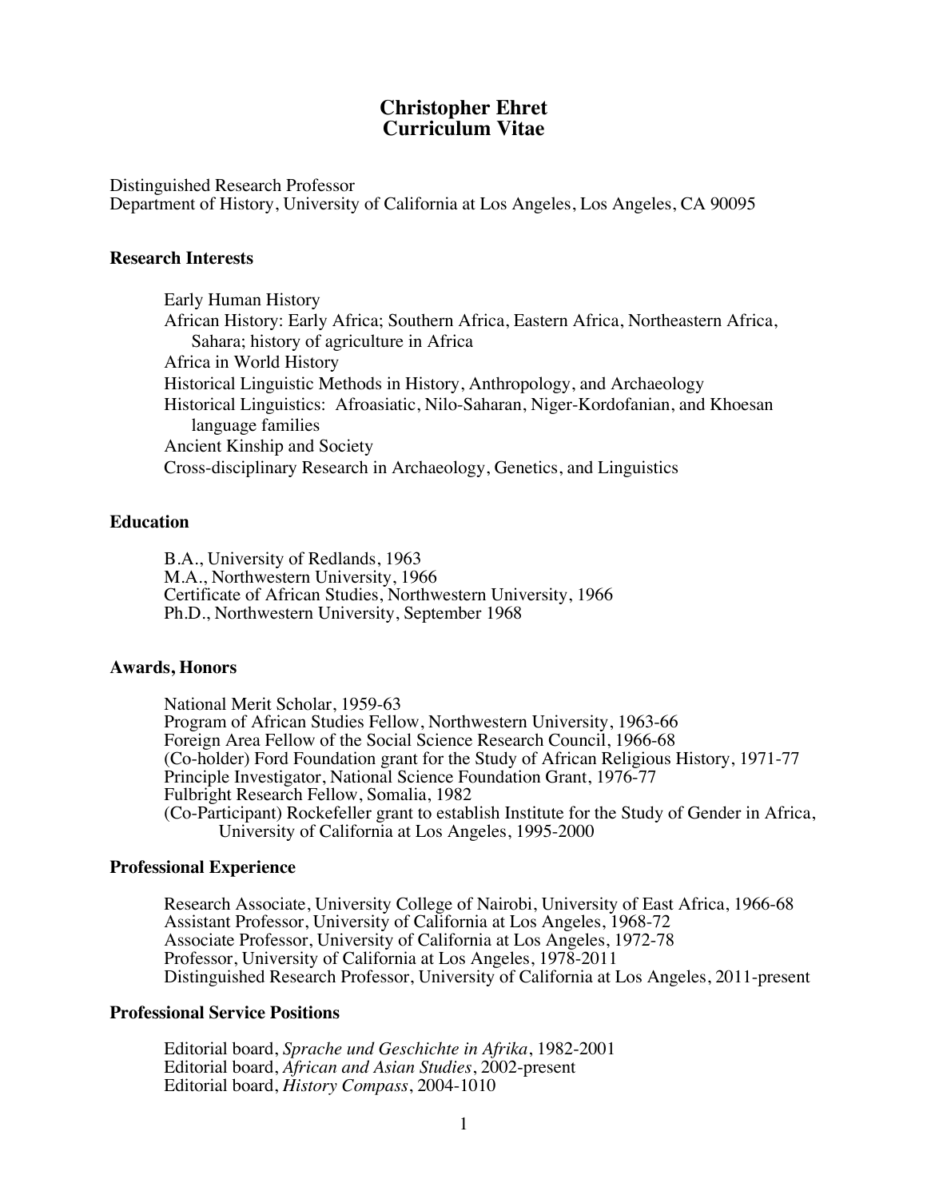# Christopher Ehret
# Curriculum Vitae

Distinguished Research Professor
Department of History, University of California at Los Angeles, Los Angeles, CA 90095

## Research Interests

Early Human History
African History: Early Africa; Southern Africa, Eastern Africa, Northeastern Africa, Sahara; history of agriculture in Africa
Africa in World History
Historical Linguistic Methods in History, Anthropology, and Archaeology
Historical Linguistics: Afroasiatic, Nilo-Saharan, Niger-Kordofanian, and Khoesan language families
Ancient Kinship and Society
Cross-disciplinary Research in Archaeology, Genetics, and Linguistics

## Education

B.A., University of Redlands, 1963
M.A., Northwestern University, 1966
Certificate of African Studies, Northwestern University, 1966
Ph.D., Northwestern University, September 1968

## Awards, Honors

National Merit Scholar, 1959-63
Program of African Studies Fellow, Northwestern University, 1963-66
Foreign Area Fellow of the Social Science Research Council, 1966-68
(Co-holder) Ford Foundation grant for the Study of African Religious History, 1971-77
Principle Investigator, National Science Foundation Grant, 1976-77
Fulbright Research Fellow, Somalia, 1982
(Co-Participant) Rockefeller grant to establish Institute for the Study of Gender in Africa, University of California at Los Angeles, 1995-2000

## Professional Experience

Research Associate, University College of Nairobi, University of East Africa, 1966-68
Assistant Professor, University of California at Los Angeles, 1968-72
Associate Professor, University of California at Los Angeles, 1972-78
Professor, University of California at Los Angeles, 1978-2011
Distinguished Research Professor, University of California at Los Angeles, 2011-present

## Professional Service Positions

Editorial board, *Sprache und Geschichte in Afrika*, 1982-2001
Editorial board, *African and Asian Studies*, 2002-present
Editorial board, *History Compass*, 2004-1010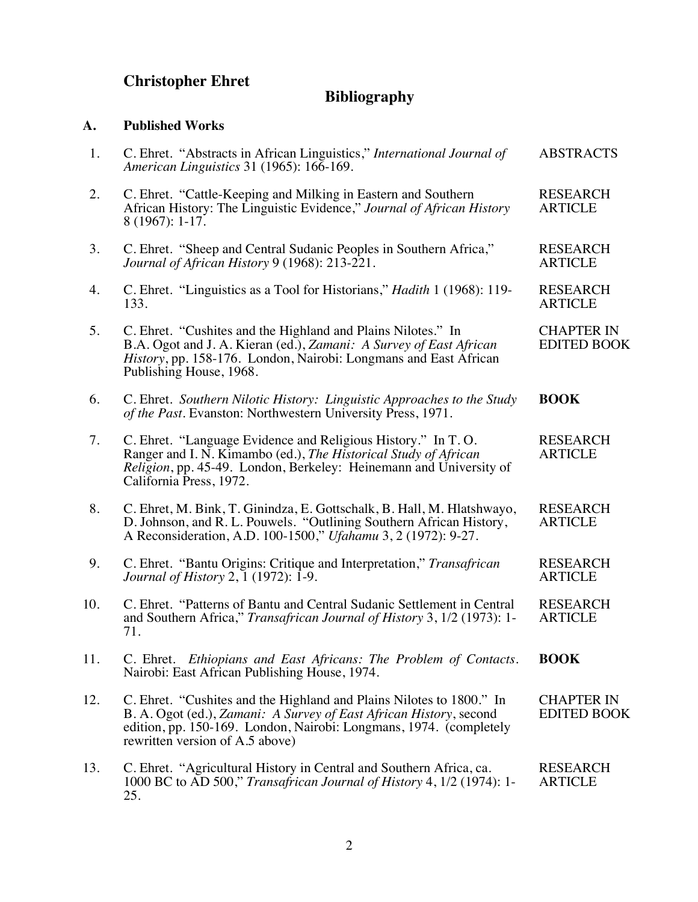# Christopher Ehret

## Bibliography

### A. Published Works

1. C. Ehret. "Abstracts in African Linguistics," *International Journal of American Linguistics* 31 (1965): 166-169. — ABSTRACTS

2. C. Ehret. "Cattle-Keeping and Milking in Eastern and Southern African History: The Linguistic Evidence," *Journal of African History* 8 (1967): 1-17. — RESEARCH ARTICLE

3. C. Ehret. "Sheep and Central Sudanic Peoples in Southern Africa," *Journal of African History* 9 (1968): 213-221. — RESEARCH ARTICLE

4. C. Ehret. "Linguistics as a Tool for Historians," *Hadith* 1 (1968): 119-133. — RESEARCH ARTICLE

5. C. Ehret. "Cushites and the Highland and Plains Nilotes." In B.A. Ogot and J. A. Kieran (ed.), *Zamani: A Survey of East African History*, pp. 158-176. London, Nairobi: Longmans and East African Publishing House, 1968. — CHAPTER IN EDITED BOOK

6. C. Ehret. *Southern Nilotic History: Linguistic Approaches to the Study of the Past*. Evanston: Northwestern University Press, 1971. — **BOOK**

7. C. Ehret. "Language Evidence and Religious History." In T. O. Ranger and I. N. Kimambo (ed.), *The Historical Study of African Religion*, pp. 45-49. London, Berkeley: Heinemann and University of California Press, 1972. — RESEARCH ARTICLE

8. C. Ehret, M. Bink, T. Ginindza, E. Gottschalk, B. Hall, M. Hlatshwayo, D. Johnson, and R. L. Pouwels. "Outlining Southern African History, A Reconsideration, A.D. 100-1500," *Ufahamu* 3, 2 (1972): 9-27. — RESEARCH ARTICLE

9. C. Ehret. "Bantu Origins: Critique and Interpretation," *Transafrican Journal of History* 2, 1 (1972): 1-9. — RESEARCH ARTICLE

10. C. Ehret. "Patterns of Bantu and Central Sudanic Settlement in Central and Southern Africa," *Transafrican Journal of History* 3, 1/2 (1973): 1-71. — RESEARCH ARTICLE

11. C. Ehret. *Ethiopians and East Africans: The Problem of Contacts*. Nairobi: East African Publishing House, 1974. — **BOOK**

12. C. Ehret. "Cushites and the Highland and Plains Nilotes to 1800." In B. A. Ogot (ed.), *Zamani: A Survey of East African History*, second edition, pp. 150-169. London, Nairobi: Longmans, 1974. (completely rewritten version of A.5 above) — CHAPTER IN EDITED BOOK

13. C. Ehret. "Agricultural History in Central and Southern Africa, ca. 1000 BC to AD 500," *Transafrican Journal of History* 4, 1/2 (1974): 1-25. — RESEARCH ARTICLE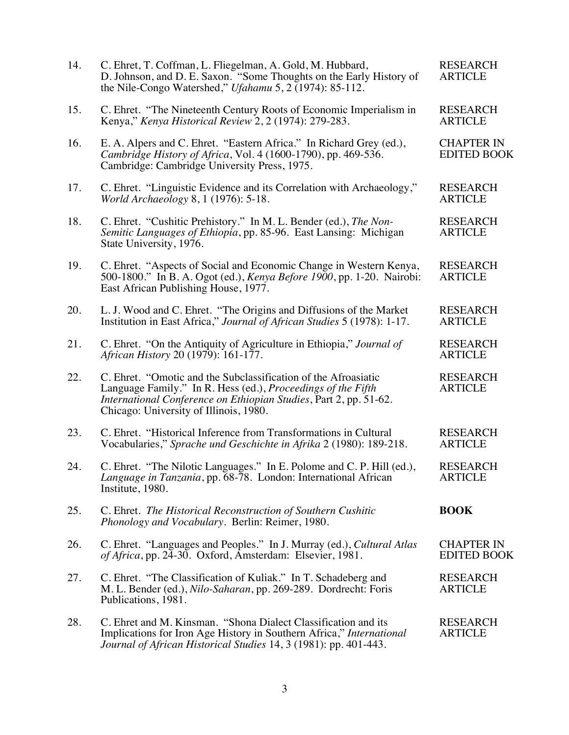| | | |
|---|---|---|
| 14. | C. Ehret, T. Coffman, L. Fliegelman, A. Gold, M. Hubbard, D. Johnson, and D. E. Saxon. "Some Thoughts on the Early History of the Nile-Congo Watershed," *Ufahamu* 5, 2 (1974): 85-112. | RESEARCH ARTICLE |
| 15. | C. Ehret. "The Nineteenth Century Roots of Economic Imperialism in Kenya," *Kenya Historical Review* 2, 2 (1974): 279-283. | RESEARCH ARTICLE |
| 16. | E. A. Alpers and C. Ehret. "Eastern Africa." In Richard Grey (ed.), *Cambridge History of Africa*, Vol. 4 (1600-1790), pp. 469-536. Cambridge: Cambridge University Press, 1975. | CHAPTER IN EDITED BOOK |
| 17. | C. Ehret. "Linguistic Evidence and its Correlation with Archaeology," *World Archaeology* 8, 1 (1976): 5-18. | RESEARCH ARTICLE |
| 18. | C. Ehret. "Cushitic Prehistory." In M. L. Bender (ed.), *The Non-Semitic Languages of Ethiopia*, pp. 85-96. East Lansing: Michigan State University, 1976. | RESEARCH ARTICLE |
| 19. | C. Ehret. "Aspects of Social and Economic Change in Western Kenya, 500-1800." In B. A. Ogot (ed.), *Kenya Before 1900*, pp. 1-20. Nairobi: East African Publishing House, 1977. | RESEARCH ARTICLE |
| 20. | L. J. Wood and C. Ehret. "The Origins and Diffusions of the Market Institution in East Africa," *Journal of African Studies* 5 (1978): 1-17. | RESEARCH ARTICLE |
| 21. | C. Ehret. "On the Antiquity of Agriculture in Ethiopia," *Journal of African History* 20 (1979): 161-177. | RESEARCH ARTICLE |
| 22. | C. Ehret. "Omotic and the Subclassification of the Afroasiatic Language Family." In R. Hess (ed.), *Proceedings of the Fifth International Conference on Ethiopian Studies*, Part 2, pp. 51-62. Chicago: University of Illinois, 1980. | RESEARCH ARTICLE |
| 23. | C. Ehret. "Historical Inference from Transformations in Cultural Vocabularies," *Sprache und Geschichte in Afrika* 2 (1980): 189-218. | RESEARCH ARTICLE |
| 24. | C. Ehret. "The Nilotic Languages." In E. Polome and C. P. Hill (ed.), *Language in Tanzania*, pp. 68-78. London: International African Institute, 1980. | RESEARCH ARTICLE |
| 25. | C. Ehret. *The Historical Reconstruction of Southern Cushitic Phonology and Vocabulary*. Berlin: Reimer, 1980. | **BOOK** |
| 26. | C. Ehret. "Languages and Peoples." In J. Murray (ed.), *Cultural Atlas of Africa*, pp. 24-30. Oxford, Amsterdam: Elsevier, 1981. | CHAPTER IN EDITED BOOK |
| 27. | C. Ehret. "The Classification of Kuliak." In T. Schadeberg and M. L. Bender (ed.), *Nilo-Saharan*, pp. 269-289. Dordrecht: Foris Publications, 1981. | RESEARCH ARTICLE |
| 28. | C. Ehret and M. Kinsman. "Shona Dialect Classification and its Implications for Iron Age History in Southern Africa," *International Journal of African Historical Studies* 14, 3 (1981): pp. 401-443. | RESEARCH ARTICLE |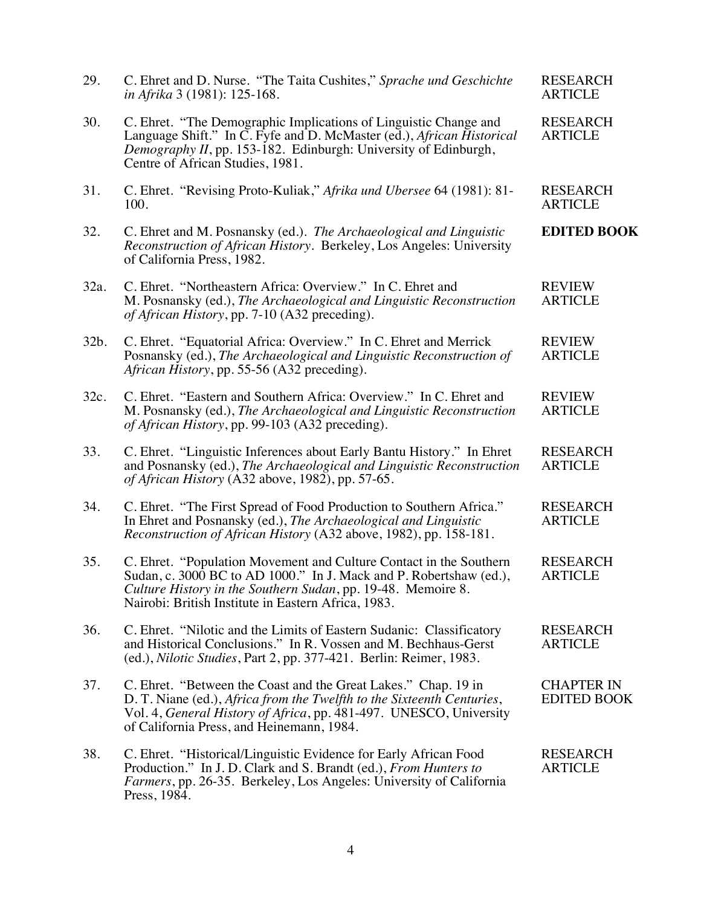| | | |
|---|---|---|
| 29. | C. Ehret and D. Nurse. "The Taita Cushites," *Sprache und Geschichte in Afrika* 3 (1981): 125-168. | RESEARCH ARTICLE |
| 30. | C. Ehret. "The Demographic Implications of Linguistic Change and Language Shift." In C. Fyfe and D. McMaster (ed.), *African Historical Demography II*, pp. 153-182. Edinburgh: University of Edinburgh, Centre of African Studies, 1981. | RESEARCH ARTICLE |
| 31. | C. Ehret. "Revising Proto-Kuliak," *Afrika und Ubersee* 64 (1981): 81-100. | RESEARCH ARTICLE |
| 32. | C. Ehret and M. Posnansky (ed.). *The Archaeological and Linguistic Reconstruction of African History*. Berkeley, Los Angeles: University of California Press, 1982. | **EDITED BOOK** |
| 32a. | C. Ehret. "Northeastern Africa: Overview." In C. Ehret and M. Posnansky (ed.), *The Archaeological and Linguistic Reconstruction of African History*, pp. 7-10 (A32 preceding). | REVIEW ARTICLE |
| 32b. | C. Ehret. "Equatorial Africa: Overview." In C. Ehret and Merrick Posnansky (ed.), *The Archaeological and Linguistic Reconstruction of African History*, pp. 55-56 (A32 preceding). | REVIEW ARTICLE |
| 32c. | C. Ehret. "Eastern and Southern Africa: Overview." In C. Ehret and M. Posnansky (ed.), *The Archaeological and Linguistic Reconstruction of African History*, pp. 99-103 (A32 preceding). | REVIEW ARTICLE |
| 33. | C. Ehret. "Linguistic Inferences about Early Bantu History." In Ehret and Posnansky (ed.), *The Archaeological and Linguistic Reconstruction of African History* (A32 above, 1982), pp. 57-65. | RESEARCH ARTICLE |
| 34. | C. Ehret. "The First Spread of Food Production to Southern Africa." In Ehret and Posnansky (ed.), *The Archaeological and Linguistic Reconstruction of African History* (A32 above, 1982), pp. 158-181. | RESEARCH ARTICLE |
| 35. | C. Ehret. "Population Movement and Culture Contact in the Southern Sudan, c. 3000 BC to AD 1000." In J. Mack and P. Robertshaw (ed.), *Culture History in the Southern Sudan*, pp. 19-48. Memoire 8. Nairobi: British Institute in Eastern Africa, 1983. | RESEARCH ARTICLE |
| 36. | C. Ehret. "Nilotic and the Limits of Eastern Sudanic: Classificatory and Historical Conclusions." In R. Vossen and M. Bechhaus-Gerst (ed.), *Nilotic Studies*, Part 2, pp. 377-421. Berlin: Reimer, 1983. | RESEARCH ARTICLE |
| 37. | C. Ehret. "Between the Coast and the Great Lakes." Chap. 19 in D. T. Niane (ed.), *Africa from the Twelfth to the Sixteenth Centuries*, Vol. 4, *General History of Africa*, pp. 481-497. UNESCO, University of California Press, and Heinemann, 1984. | CHAPTER IN EDITED BOOK |
| 38. | C. Ehret. "Historical/Linguistic Evidence for Early African Food Production." In J. D. Clark and S. Brandt (ed.), *From Hunters to Farmers*, pp. 26-35. Berkeley, Los Angeles: University of California Press, 1984. | RESEARCH ARTICLE |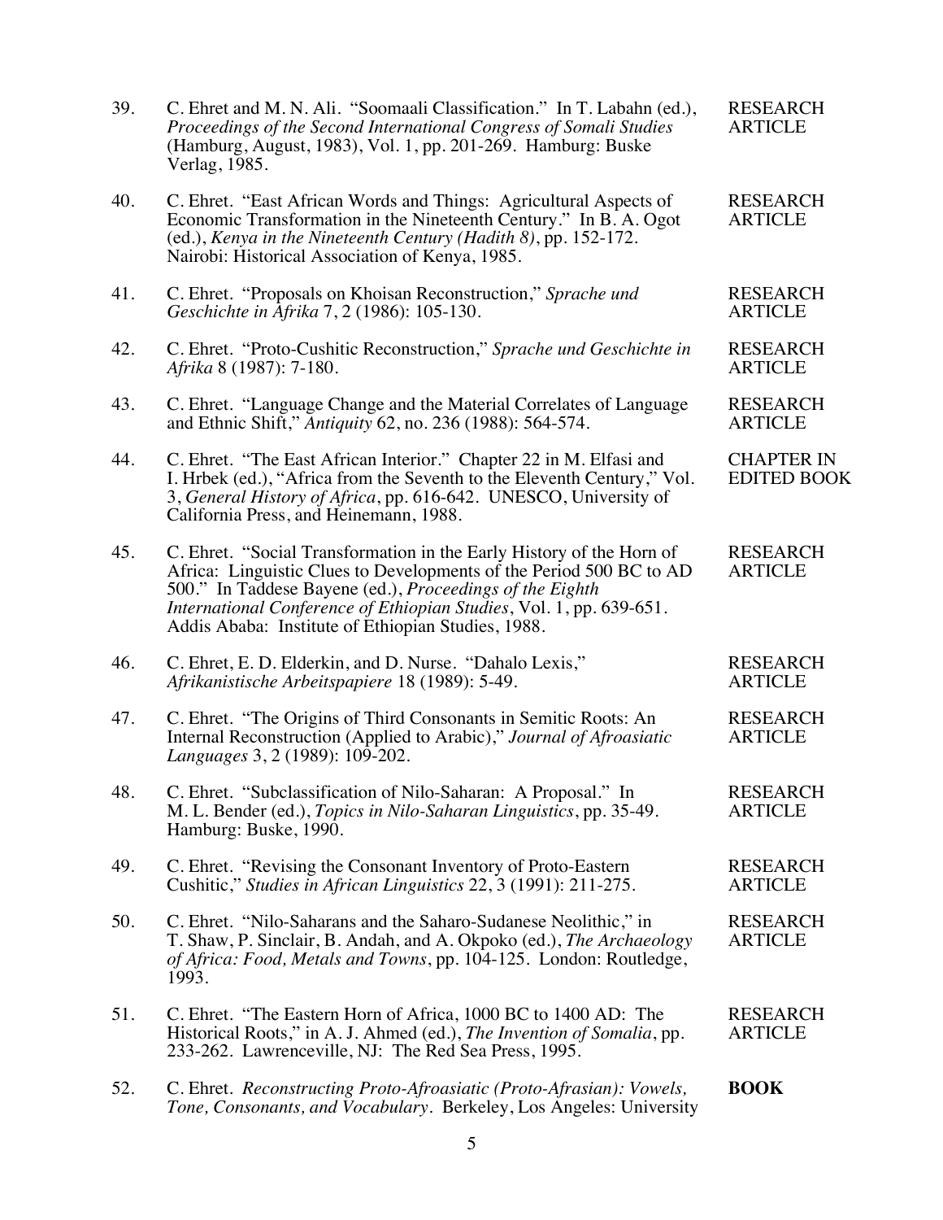39. C. Ehret and M. N. Ali. "Soomaali Classification." In T. Labahn (ed.), *Proceedings of the Second International Congress of Somali Studies* (Hamburg, August, 1983), Vol. 1, pp. 201-269. Hamburg: Buske Verlag, 1985. — RESEARCH ARTICLE

40. C. Ehret. "East African Words and Things: Agricultural Aspects of Economic Transformation in the Nineteenth Century." In B. A. Ogot (ed.), *Kenya in the Nineteenth Century (Hadith 8)*, pp. 152-172. Nairobi: Historical Association of Kenya, 1985. — RESEARCH ARTICLE

41. C. Ehret. "Proposals on Khoisan Reconstruction," *Sprache und Geschichte in Afrika* 7, 2 (1986): 105-130. — RESEARCH ARTICLE

42. C. Ehret. "Proto-Cushitic Reconstruction," *Sprache und Geschichte in Afrika* 8 (1987): 7-180. — RESEARCH ARTICLE

43. C. Ehret. "Language Change and the Material Correlates of Language and Ethnic Shift," *Antiquity* 62, no. 236 (1988): 564-574. — RESEARCH ARTICLE

44. C. Ehret. "The East African Interior." Chapter 22 in M. Elfasi and I. Hrbek (ed.), "Africa from the Seventh to the Eleventh Century," Vol. 3, *General History of Africa*, pp. 616-642. UNESCO, University of California Press, and Heinemann, 1988. — CHAPTER IN EDITED BOOK

45. C. Ehret. "Social Transformation in the Early History of the Horn of Africa: Linguistic Clues to Developments of the Period 500 BC to AD 500." In Taddese Bayene (ed.), *Proceedings of the Eighth International Conference of Ethiopian Studies*, Vol. 1, pp. 639-651. Addis Ababa: Institute of Ethiopian Studies, 1988. — RESEARCH ARTICLE

46. C. Ehret, E. D. Elderkin, and D. Nurse. "Dahalo Lexis," *Afrikanistische Arbeitspapiere* 18 (1989): 5-49. — RESEARCH ARTICLE

47. C. Ehret. "The Origins of Third Consonants in Semitic Roots: An Internal Reconstruction (Applied to Arabic)," *Journal of Afroasiatic Languages* 3, 2 (1989): 109-202. — RESEARCH ARTICLE

48. C. Ehret. "Subclassification of Nilo-Saharan: A Proposal." In M. L. Bender (ed.), *Topics in Nilo-Saharan Linguistics*, pp. 35-49. Hamburg: Buske, 1990. — RESEARCH ARTICLE

49. C. Ehret. "Revising the Consonant Inventory of Proto-Eastern Cushitic," *Studies in African Linguistics* 22, 3 (1991): 211-275. — RESEARCH ARTICLE

50. C. Ehret. "Nilo-Saharans and the Saharo-Sudanese Neolithic," in T. Shaw, P. Sinclair, B. Andah, and A. Okpoko (ed.), *The Archaeology of Africa: Food, Metals and Towns*, pp. 104-125. London: Routledge, 1993. — RESEARCH ARTICLE

51. C. Ehret. "The Eastern Horn of Africa, 1000 BC to 1400 AD: The Historical Roots," in A. J. Ahmed (ed.), *The Invention of Somalia*, pp. 233-262. Lawrenceville, NJ: The Red Sea Press, 1995. — RESEARCH ARTICLE

52. C. Ehret. *Reconstructing Proto-Afroasiatic (Proto-Afrasian): Vowels, Tone, Consonants, and Vocabulary*. Berkeley, Los Angeles: University — **BOOK**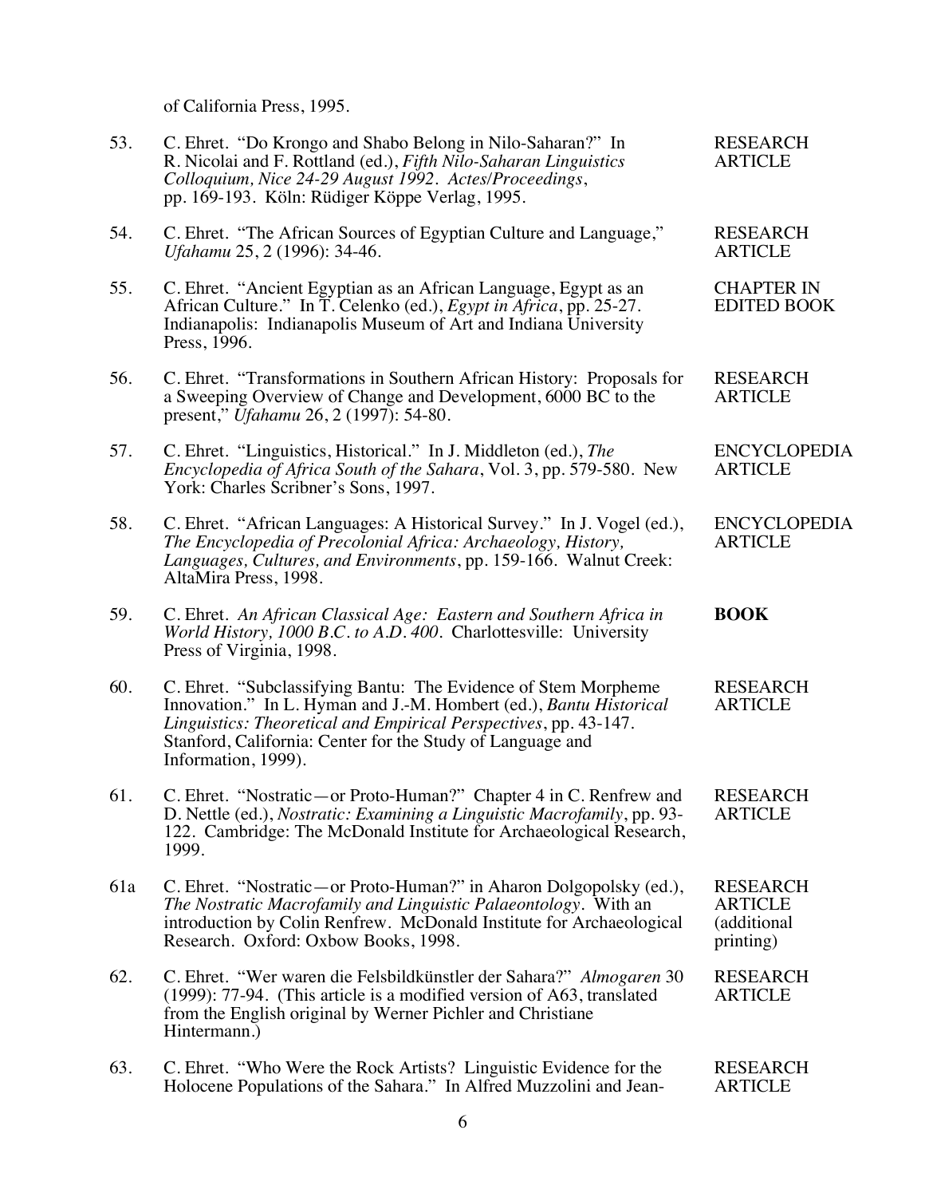of California Press, 1995.

53. C. Ehret. "Do Krongo and Shabo Belong in Nilo-Saharan?" In R. Nicolai and F. Rottland (ed.), *Fifth Nilo-Saharan Linguistics Colloquium, Nice 24-29 August 1992. Actes/Proceedings*, pp. 169-193. Köln: Rüdiger Köppe Verlag, 1995. — RESEARCH ARTICLE

54. C. Ehret. "The African Sources of Egyptian Culture and Language," *Ufahamu* 25, 2 (1996): 34-46. — RESEARCH ARTICLE

55. C. Ehret. "Ancient Egyptian as an African Language, Egypt as an African Culture." In T. Celenko (ed.), *Egypt in Africa*, pp. 25-27. Indianapolis: Indianapolis Museum of Art and Indiana University Press, 1996. — CHAPTER IN EDITED BOOK

56. C. Ehret. "Transformations in Southern African History: Proposals for a Sweeping Overview of Change and Development, 6000 BC to the present," *Ufahamu* 26, 2 (1997): 54-80. — RESEARCH ARTICLE

57. C. Ehret. "Linguistics, Historical." In J. Middleton (ed.), *The Encyclopedia of Africa South of the Sahara*, Vol. 3, pp. 579-580. New York: Charles Scribner's Sons, 1997. — ENCYCLOPEDIA ARTICLE

58. C. Ehret. "African Languages: A Historical Survey." In J. Vogel (ed.), *The Encyclopedia of Precolonial Africa: Archaeology, History, Languages, Cultures, and Environments*, pp. 159-166. Walnut Creek: AltaMira Press, 1998. — ENCYCLOPEDIA ARTICLE

59. C. Ehret. *An African Classical Age: Eastern and Southern Africa in World History, 1000 B.C. to A.D. 400*. Charlottesville: University Press of Virginia, 1998. — **BOOK**

60. C. Ehret. "Subclassifying Bantu: The Evidence of Stem Morpheme Innovation." In L. Hyman and J.-M. Hombert (ed.), *Bantu Historical Linguistics: Theoretical and Empirical Perspectives*, pp. 43-147. Stanford, California: Center for the Study of Language and Information, 1999). — RESEARCH ARTICLE

61. C. Ehret. "Nostratic—or Proto-Human?" Chapter 4 in C. Renfrew and D. Nettle (ed.), *Nostratic: Examining a Linguistic Macrofamily*, pp. 93-122. Cambridge: The McDonald Institute for Archaeological Research, 1999. — RESEARCH ARTICLE

61a C. Ehret. "Nostratic—or Proto-Human?" in Aharon Dolgopolsky (ed.), *The Nostratic Macrofamily and Linguistic Palaeontology*. With an introduction by Colin Renfrew. McDonald Institute for Archaeological Research. Oxford: Oxbow Books, 1998. — RESEARCH ARTICLE (additional printing)

62. C. Ehret. "Wer waren die Felsbildkünstler der Sahara?" *Almogaren* 30 (1999): 77-94. (This article is a modified version of A63, translated from the English original by Werner Pichler and Christiane Hintermann.) — RESEARCH ARTICLE

63. C. Ehret. "Who Were the Rock Artists? Linguistic Evidence for the Holocene Populations of the Sahara." In Alfred Muzzolini and Jean- — RESEARCH ARTICLE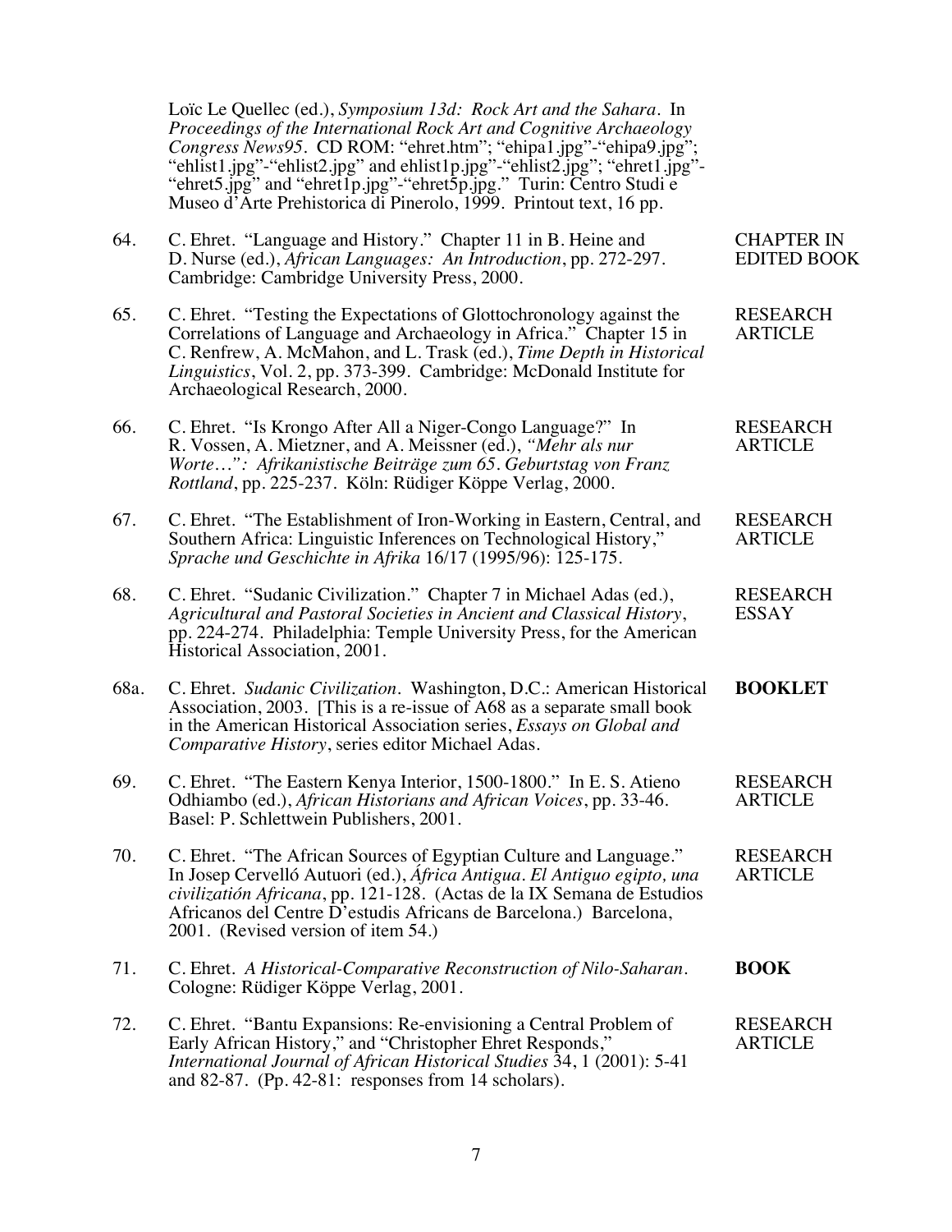Loïc Le Quellec (ed.), *Symposium 13d: Rock Art and the Sahara*. In *Proceedings of the International Rock Art and Cognitive Archaeology Congress News95*. CD ROM: "ehret.htm"; "ehipa1.jpg"-"ehipa9.jpg"; "ehlist1.jpg"-"ehlist2.jpg" and ehlist1p.jpg"-"ehlist2.jpg"; "ehret1.jpg"-"ehret5.jpg" and "ehret1p.jpg"-"ehret5p.jpg." Turin: Centro Studi e Museo d'Arte Prehistorica di Pinerolo, 1999. Printout text, 16 pp.

64. C. Ehret. "Language and History." Chapter 11 in B. Heine and D. Nurse (ed.), *African Languages: An Introduction*, pp. 272-297. Cambridge: Cambridge University Press, 2000. — CHAPTER IN EDITED BOOK

65. C. Ehret. "Testing the Expectations of Glottochronology against the Correlations of Language and Archaeology in Africa." Chapter 15 in C. Renfrew, A. McMahon, and L. Trask (ed.), *Time Depth in Historical Linguistics*, Vol. 2, pp. 373-399. Cambridge: McDonald Institute for Archaeological Research, 2000. — RESEARCH ARTICLE

66. C. Ehret. "Is Krongo After All a Niger-Congo Language?" In R. Vossen, A. Mietzner, and A. Meissner (ed.), *"Mehr als nur Worte…": Afrikanistische Beiträge zum 65. Geburtstag von Franz Rottland*, pp. 225-237. Köln: Rüdiger Köppe Verlag, 2000. — RESEARCH ARTICLE

67. C. Ehret. "The Establishment of Iron-Working in Eastern, Central, and Southern Africa: Linguistic Inferences on Technological History," *Sprache und Geschichte in Afrika* 16/17 (1995/96): 125-175. — RESEARCH ARTICLE

68. C. Ehret. "Sudanic Civilization." Chapter 7 in Michael Adas (ed.), *Agricultural and Pastoral Societies in Ancient and Classical History*, pp. 224-274. Philadelphia: Temple University Press, for the American Historical Association, 2001. — RESEARCH ESSAY

68a. C. Ehret. *Sudanic Civilization*. Washington, D.C.: American Historical Association, 2003. [This is a re-issue of A68 as a separate small book in the American Historical Association series, *Essays on Global and Comparative History*, series editor Michael Adas. — **BOOKLET**

69. C. Ehret. "The Eastern Kenya Interior, 1500-1800." In E. S. Atieno Odhiambo (ed.), *African Historians and African Voices*, pp. 33-46. Basel: P. Schlettwein Publishers, 2001. — RESEARCH ARTICLE

70. C. Ehret. "The African Sources of Egyptian Culture and Language." In Josep Cervelló Autuori (ed.), *África Antigua. El Antiguo egipto, una civilizatión Africana*, pp. 121-128. (Actas de la IX Semana de Estudios Africanos del Centre D'estudis Africans de Barcelona.) Barcelona, 2001. (Revised version of item 54.) — RESEARCH ARTICLE

71. C. Ehret. *A Historical-Comparative Reconstruction of Nilo-Saharan*. Cologne: Rüdiger Köppe Verlag, 2001. — **BOOK**

72. C. Ehret. "Bantu Expansions: Re-envisioning a Central Problem of Early African History," and "Christopher Ehret Responds," *International Journal of African Historical Studies* 34, 1 (2001): 5-41 and 82-87. (Pp. 42-81: responses from 14 scholars). — RESEARCH ARTICLE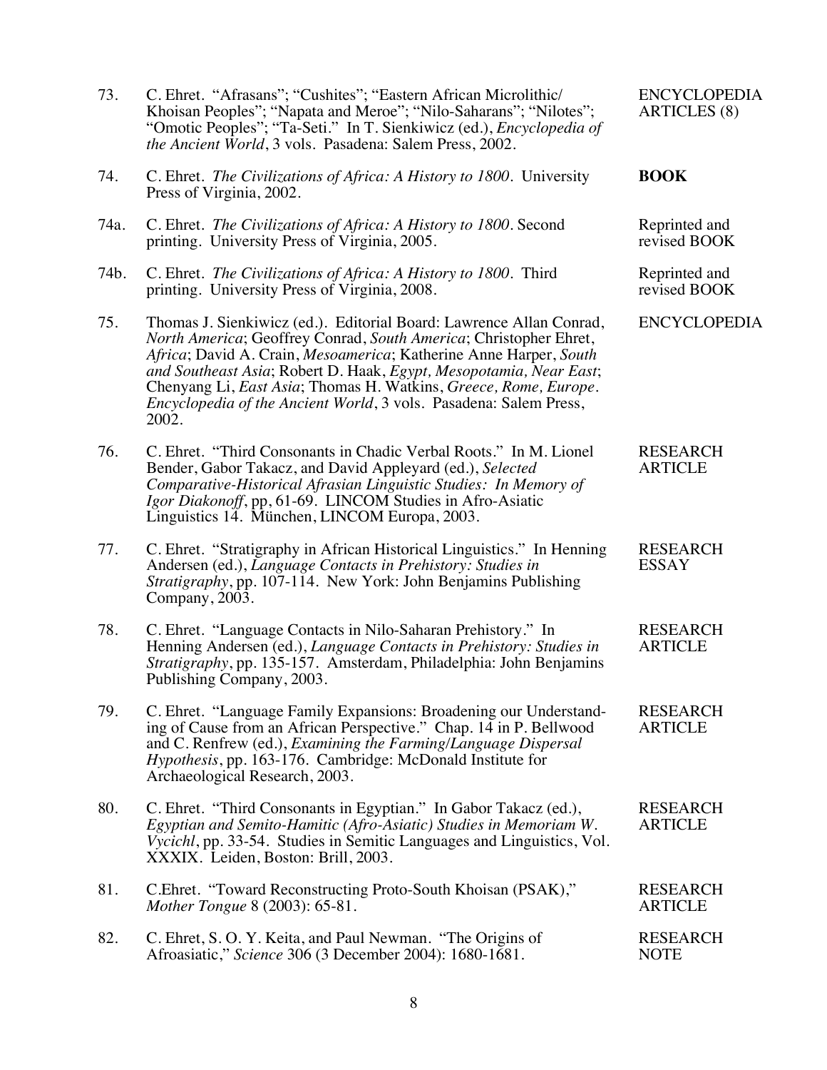| | | |
|---|---|---|
| 73. | C. Ehret. "Afrasans"; "Cushites"; "Eastern African Microlithic/ Khoisan Peoples"; "Napata and Meroe"; "Nilo-Saharans"; "Nilotes"; "Omotic Peoples"; "Ta-Seti." In T. Sienkiwicz (ed.), *Encyclopedia of the Ancient World*, 3 vols. Pasadena: Salem Press, 2002. | ENCYCLOPEDIA ARTICLES (8) |
| 74. | C. Ehret. *The Civilizations of Africa: A History to 1800*. University Press of Virginia, 2002. | **BOOK** |
| 74a. | C. Ehret. *The Civilizations of Africa: A History to 1800*. Second printing. University Press of Virginia, 2005. | Reprinted and revised BOOK |
| 74b. | C. Ehret. *The Civilizations of Africa: A History to 1800*. Third printing. University Press of Virginia, 2008. | Reprinted and revised BOOK |
| 75. | Thomas J. Sienkiwicz (ed.). Editorial Board: Lawrence Allan Conrad, *North America*; Geoffrey Conrad, *South America*; Christopher Ehret, *Africa*; David A. Crain, *Mesoamerica*; Katherine Anne Harper, *South and Southeast Asia*; Robert D. Haak, *Egypt, Mesopotamia, Near East*; Chenyang Li, *East Asia*; Thomas H. Watkins, *Greece, Rome, Europe*. *Encyclopedia of the Ancient World*, 3 vols. Pasadena: Salem Press, 2002. | ENCYCLOPEDIA |
| 76. | C. Ehret. "Third Consonants in Chadic Verbal Roots." In M. Lionel Bender, Gabor Takacz, and David Appleyard (ed.), *Selected Comparative-Historical Afrasian Linguistic Studies: In Memory of Igor Diakonoff*, pp, 61-69. LINCOM Studies in Afro-Asiatic Linguistics 14. München, LINCOM Europa, 2003. | RESEARCH ARTICLE |
| 77. | C. Ehret. "Stratigraphy in African Historical Linguistics." In Henning Andersen (ed.), *Language Contacts in Prehistory: Studies in Stratigraphy*, pp. 107-114. New York: John Benjamins Publishing Company, 2003. | RESEARCH ESSAY |
| 78. | C. Ehret. "Language Contacts in Nilo-Saharan Prehistory." In Henning Andersen (ed.), *Language Contacts in Prehistory: Studies in Stratigraphy*, pp. 135-157. Amsterdam, Philadelphia: John Benjamins Publishing Company, 2003. | RESEARCH ARTICLE |
| 79. | C. Ehret. "Language Family Expansions: Broadening our Understanding of Cause from an African Perspective." Chap. 14 in P. Bellwood and C. Renfrew (ed.), *Examining the Farming/Language Dispersal Hypothesis*, pp. 163-176. Cambridge: McDonald Institute for Archaeological Research, 2003. | RESEARCH ARTICLE |
| 80. | C. Ehret. "Third Consonants in Egyptian." In Gabor Takacz (ed.), *Egyptian and Semito-Hamitic (Afro-Asiatic) Studies in Memoriam W. Vycichl*, pp. 33-54. Studies in Semitic Languages and Linguistics, Vol. XXXIX. Leiden, Boston: Brill, 2003. | RESEARCH ARTICLE |
| 81. | C.Ehret. "Toward Reconstructing Proto-South Khoisan (PSAK)," *Mother Tongue* 8 (2003): 65-81. | RESEARCH ARTICLE |
| 82. | C. Ehret, S. O. Y. Keita, and Paul Newman. "The Origins of Afroasiatic," *Science* 306 (3 December 2004): 1680-1681. | RESEARCH NOTE |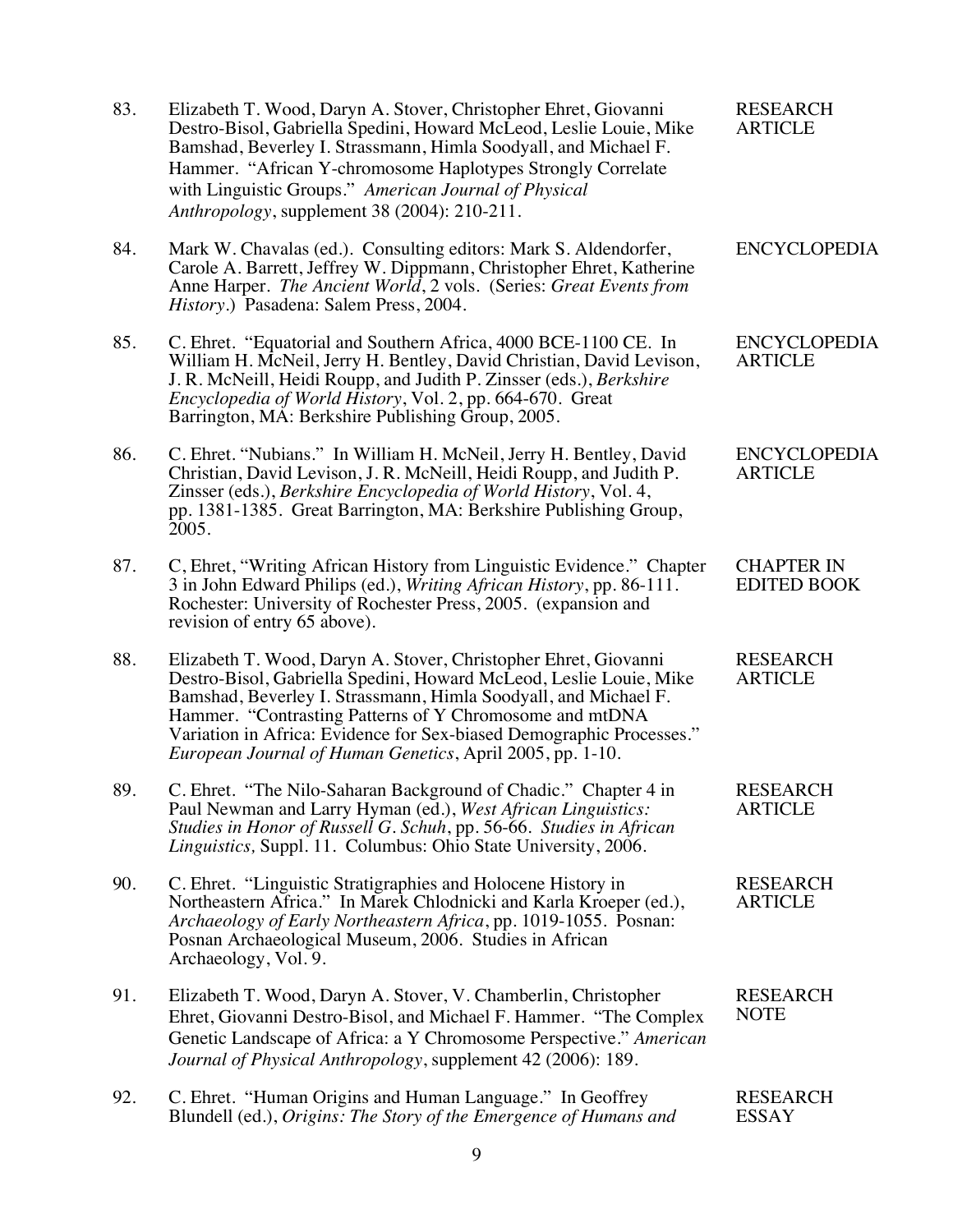83. Elizabeth T. Wood, Daryn A. Stover, Christopher Ehret, Giovanni Destro-Bisol, Gabriella Spedini, Howard McLeod, Leslie Louie, Mike Bamshad, Beverley I. Strassmann, Himla Soodyall, and Michael F. Hammer. "African Y-chromosome Haplotypes Strongly Correlate with Linguistic Groups." *American Journal of Physical Anthropology*, supplement 38 (2004): 210-211. — RESEARCH ARTICLE

84. Mark W. Chavalas (ed.). Consulting editors: Mark S. Aldendorfer, Carole A. Barrett, Jeffrey W. Dippmann, Christopher Ehret, Katherine Anne Harper. *The Ancient World*, 2 vols. (Series: *Great Events from History*.) Pasadena: Salem Press, 2004. — ENCYCLOPEDIA

85. C. Ehret. "Equatorial and Southern Africa, 4000 BCE-1100 CE. In William H. McNeil, Jerry H. Bentley, David Christian, David Levison, J. R. McNeill, Heidi Roupp, and Judith P. Zinsser (eds.), *Berkshire Encyclopedia of World History*, Vol. 2, pp. 664-670. Great Barrington, MA: Berkshire Publishing Group, 2005. — ENCYCLOPEDIA ARTICLE

86. C. Ehret. "Nubians." In William H. McNeil, Jerry H. Bentley, David Christian, David Levison, J. R. McNeill, Heidi Roupp, and Judith P. Zinsser (eds.), *Berkshire Encyclopedia of World History*, Vol. 4, pp. 1381-1385. Great Barrington, MA: Berkshire Publishing Group, 2005. — ENCYCLOPEDIA ARTICLE

87. C, Ehret, "Writing African History from Linguistic Evidence." Chapter 3 in John Edward Philips (ed.), *Writing African History*, pp. 86-111. Rochester: University of Rochester Press, 2005. (expansion and revision of entry 65 above). — CHAPTER IN EDITED BOOK

88. Elizabeth T. Wood, Daryn A. Stover, Christopher Ehret, Giovanni Destro-Bisol, Gabriella Spedini, Howard McLeod, Leslie Louie, Mike Bamshad, Beverley I. Strassmann, Himla Soodyall, and Michael F. Hammer. "Contrasting Patterns of Y Chromosome and mtDNA Variation in Africa: Evidence for Sex-biased Demographic Processes." *European Journal of Human Genetics*, April 2005, pp. 1-10. — RESEARCH ARTICLE

89. C. Ehret. "The Nilo-Saharan Background of Chadic." Chapter 4 in Paul Newman and Larry Hyman (ed.), *West African Linguistics: Studies in Honor of Russell G. Schuh*, pp. 56-66. *Studies in African Linguistics,* Suppl. 11. Columbus: Ohio State University, 2006. — RESEARCH ARTICLE

90. C. Ehret. "Linguistic Stratigraphies and Holocene History in Northeastern Africa." In Marek Chlodnicki and Karla Kroeper (ed.), *Archaeology of Early Northeastern Africa*, pp. 1019-1055. Posnan: Posnan Archaeological Museum, 2006. Studies in African Archaeology, Vol. 9. — RESEARCH ARTICLE

91. Elizabeth T. Wood, Daryn A. Stover, V. Chamberlin, Christopher Ehret, Giovanni Destro-Bisol, and Michael F. Hammer. "The Complex Genetic Landscape of Africa: a Y Chromosome Perspective." *American Journal of Physical Anthropology*, supplement 42 (2006): 189. — RESEARCH NOTE

92. C. Ehret. "Human Origins and Human Language." In Geoffrey Blundell (ed.), *Origins: The Story of the Emergence of Humans and* — RESEARCH ESSAY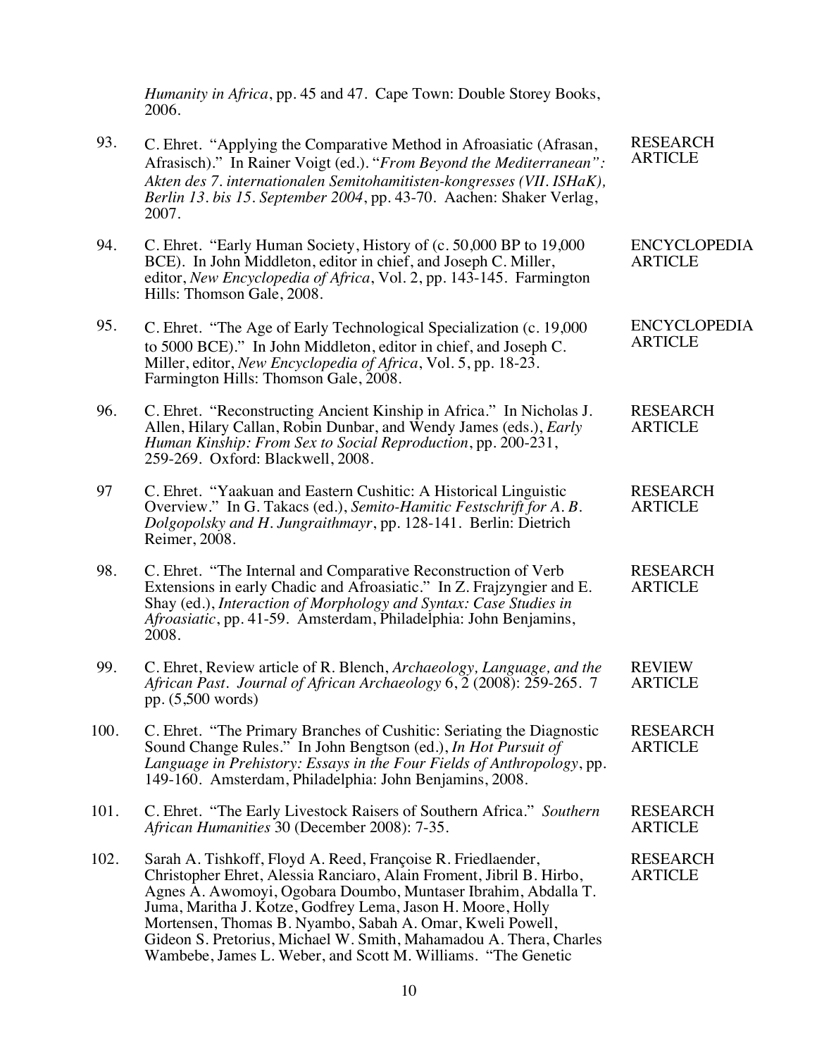*Humanity in Africa*, pp. 45 and 47. Cape Town: Double Storey Books, 2006.

93. C. Ehret. "Applying the Comparative Method in Afroasiatic (Afrasan, Afrasisch)." In Rainer Voigt (ed.). "*From Beyond the Mediterranean": Akten des 7. internationalen Semitohamitisten-kongresses (VII. ISHaK), Berlin 13. bis 15. September 2004*, pp. 43-70. Aachen: Shaker Verlag, 2007. RESEARCH ARTICLE

94. C. Ehret. "Early Human Society, History of (c. 50,000 BP to 19,000 BCE). In John Middleton, editor in chief, and Joseph C. Miller, editor, *New Encyclopedia of Africa*, Vol. 2, pp. 143-145. Farmington Hills: Thomson Gale, 2008. ENCYCLOPEDIA ARTICLE

95. C. Ehret. "The Age of Early Technological Specialization (c. 19,000 to 5000 BCE)." In John Middleton, editor in chief, and Joseph C. Miller, editor, *New Encyclopedia of Africa*, Vol. 5, pp. 18-23. Farmington Hills: Thomson Gale, 2008. ENCYCLOPEDIA ARTICLE

96. C. Ehret. "Reconstructing Ancient Kinship in Africa." In Nicholas J. Allen, Hilary Callan, Robin Dunbar, and Wendy James (eds.), *Early Human Kinship: From Sex to Social Reproduction*, pp. 200-231, 259-269. Oxford: Blackwell, 2008. RESEARCH ARTICLE

97 C. Ehret. "Yaakuan and Eastern Cushitic: A Historical Linguistic Overview." In G. Takacs (ed.), *Semito-Hamitic Festschrift for A. B. Dolgopolsky and H. Jungraithmayr*, pp. 128-141. Berlin: Dietrich Reimer, 2008. RESEARCH ARTICLE

98. C. Ehret. "The Internal and Comparative Reconstruction of Verb Extensions in early Chadic and Afroasiatic." In Z. Frajzyngier and E. Shay (ed.), *Interaction of Morphology and Syntax: Case Studies in Afroasiatic*, pp. 41-59. Amsterdam, Philadelphia: John Benjamins, 2008. RESEARCH ARTICLE

99. C. Ehret, Review article of R. Blench, *Archaeology, Language, and the African Past*. *Journal of African Archaeology* 6, 2 (2008): 259-265. 7 pp. (5,500 words) REVIEW ARTICLE

100. C. Ehret. "The Primary Branches of Cushitic: Seriating the Diagnostic Sound Change Rules." In John Bengtson (ed.), *In Hot Pursuit of Language in Prehistory: Essays in the Four Fields of Anthropology*, pp. 149-160. Amsterdam, Philadelphia: John Benjamins, 2008. RESEARCH ARTICLE

101. C. Ehret. "The Early Livestock Raisers of Southern Africa." *Southern African Humanities* 30 (December 2008): 7-35. RESEARCH ARTICLE

102. Sarah A. Tishkoff, Floyd A. Reed, Françoise R. Friedlaender, Christopher Ehret, Alessia Ranciaro, Alain Froment, Jibril B. Hirbo, Agnes A. Awomoyi, Ogobara Doumbo, Muntaser Ibrahim, Abdalla T. Juma, Maritha J. Kotze, Godfrey Lema, Jason H. Moore, Holly Mortensen, Thomas B. Nyambo, Sabah A. Omar, Kweli Powell, Gideon S. Pretorius, Michael W. Smith, Mahamadou A. Thera, Charles Wambebe, James L. Weber, and Scott M. Williams. "The Genetic RESEARCH ARTICLE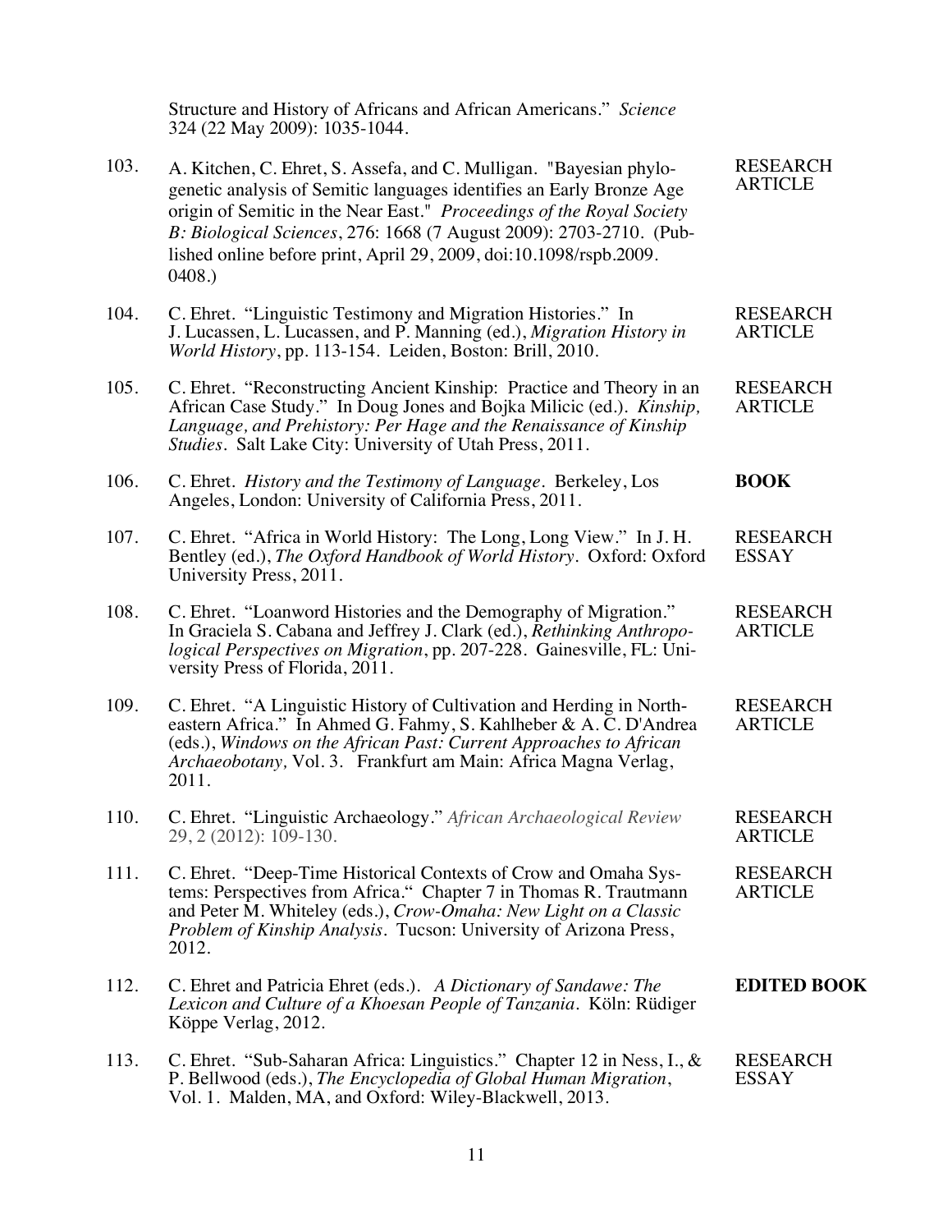Structure and History of Africans and African Americans." *Science* 324 (22 May 2009): 1035-1044.

103. A. Kitchen, C. Ehret, S. Assefa, and C. Mulligan. "Bayesian phylogenetic analysis of Semitic languages identifies an Early Bronze Age origin of Semitic in the Near East." *Proceedings of the Royal Society B: Biological Sciences*, 276: 1668 (7 August 2009): 2703-2710. (Published online before print, April 29, 2009, doi:10.1098/rspb.2009.0408.) — RESEARCH ARTICLE

104. C. Ehret. "Linguistic Testimony and Migration Histories." In J. Lucassen, L. Lucassen, and P. Manning (ed.), *Migration History in World History*, pp. 113-154. Leiden, Boston: Brill, 2010. — RESEARCH ARTICLE

105. C. Ehret. "Reconstructing Ancient Kinship: Practice and Theory in an African Case Study." In Doug Jones and Bojka Milicic (ed.). *Kinship, Language, and Prehistory: Per Hage and the Renaissance of Kinship Studies*. Salt Lake City: University of Utah Press, 2011. — RESEARCH ARTICLE

106. C. Ehret. *History and the Testimony of Language*. Berkeley, Los Angeles, London: University of California Press, 2011. — **BOOK**

107. C. Ehret. "Africa in World History: The Long, Long View." In J. H. Bentley (ed.), *The Oxford Handbook of World History*. Oxford: Oxford University Press, 2011. — RESEARCH ESSAY

108. C. Ehret. "Loanword Histories and the Demography of Migration." In Graciela S. Cabana and Jeffrey J. Clark (ed.), *Rethinking Anthropological Perspectives on Migration*, pp. 207-228. Gainesville, FL: University Press of Florida, 2011. — RESEARCH ARTICLE

109. C. Ehret. "A Linguistic History of Cultivation and Herding in Northeastern Africa." In Ahmed G. Fahmy, S. Kahlheber & A. C. D'Andrea (eds.), *Windows on the African Past: Current Approaches to African Archaeobotany,* Vol. 3. Frankfurt am Main: Africa Magna Verlag, 2011. — RESEARCH ARTICLE

110. C. Ehret. "Linguistic Archaeology." *African Archaeological Review* 29, 2 (2012): 109-130. — RESEARCH ARTICLE

111. C. Ehret. "Deep-Time Historical Contexts of Crow and Omaha Systems: Perspectives from Africa." Chapter 7 in Thomas R. Trautmann and Peter M. Whiteley (eds.), *Crow-Omaha: New Light on a Classic Problem of Kinship Analysis*. Tucson: University of Arizona Press, 2012. — RESEARCH ARTICLE

112. C. Ehret and Patricia Ehret (eds.). *A Dictionary of Sandawe: The Lexicon and Culture of a Khoesan People of Tanzania*. Köln: Rüdiger Köppe Verlag, 2012. — **EDITED BOOK**

113. C. Ehret. "Sub-Saharan Africa: Linguistics." Chapter 12 in Ness, I., & P. Bellwood (eds.), *The Encyclopedia of Global Human Migration*, Vol. 1. Malden, MA, and Oxford: Wiley-Blackwell, 2013. — RESEARCH ESSAY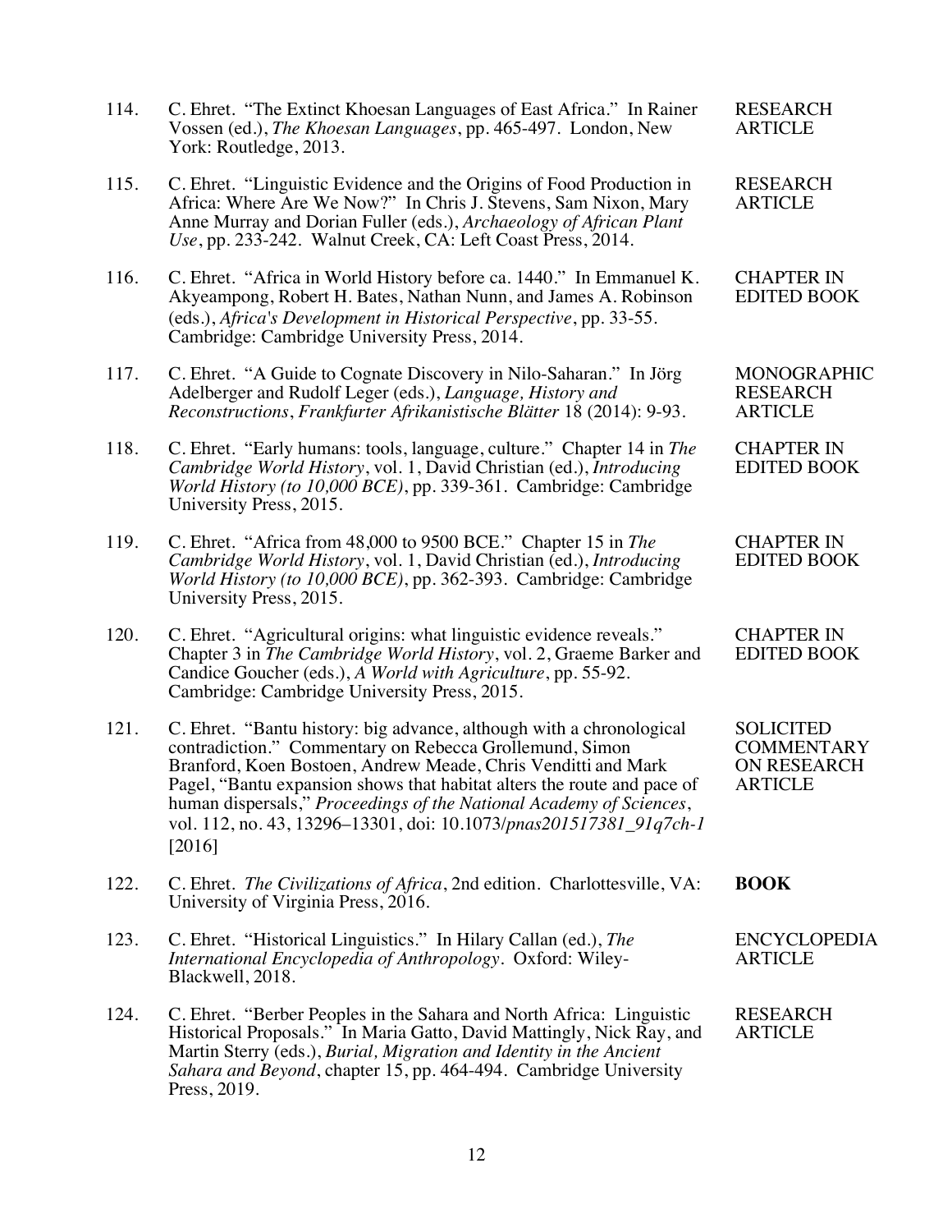114. C. Ehret. "The Extinct Khoesan Languages of East Africa." In Rainer Vossen (ed.), *The Khoesan Languages*, pp. 465-497. London, New York: Routledge, 2013. — RESEARCH ARTICLE

115. C. Ehret. "Linguistic Evidence and the Origins of Food Production in Africa: Where Are We Now?" In Chris J. Stevens, Sam Nixon, Mary Anne Murray and Dorian Fuller (eds.), *Archaeology of African Plant Use*, pp. 233-242. Walnut Creek, CA: Left Coast Press, 2014. — RESEARCH ARTICLE

116. C. Ehret. "Africa in World History before ca. 1440." In Emmanuel K. Akyeampong, Robert H. Bates, Nathan Nunn, and James A. Robinson (eds.), *Africa's Development in Historical Perspective*, pp. 33-55. Cambridge: Cambridge University Press, 2014. — CHAPTER IN EDITED BOOK

117. C. Ehret. "A Guide to Cognate Discovery in Nilo-Saharan." In Jörg Adelberger and Rudolf Leger (eds.), *Language, History and Reconstructions*, *Frankfurter Afrikanistische Blätter* 18 (2014): 9-93. — MONOGRAPHIC RESEARCH ARTICLE

118. C. Ehret. "Early humans: tools, language, culture." Chapter 14 in *The Cambridge World History*, vol. 1, David Christian (ed.), *Introducing World History (to 10,000 BCE)*, pp. 339-361. Cambridge: Cambridge University Press, 2015. — CHAPTER IN EDITED BOOK

119. C. Ehret. "Africa from 48,000 to 9500 BCE." Chapter 15 in *The Cambridge World History*, vol. 1, David Christian (ed.), *Introducing World History (to 10,000 BCE)*, pp. 362-393. Cambridge: Cambridge University Press, 2015. — CHAPTER IN EDITED BOOK

120. C. Ehret. "Agricultural origins: what linguistic evidence reveals." Chapter 3 in *The Cambridge World History*, vol. 2, Graeme Barker and Candice Goucher (eds.), *A World with Agriculture*, pp. 55-92. Cambridge: Cambridge University Press, 2015. — CHAPTER IN EDITED BOOK

121. C. Ehret. "Bantu history: big advance, although with a chronological contradiction." Commentary on Rebecca Grollemund, Simon Branford, Koen Bostoen, Andrew Meade, Chris Venditti and Mark Pagel, "Bantu expansion shows that habitat alters the route and pace of human dispersals," *Proceedings of the National Academy of Sciences*, vol. 112, no. 43, 13296–13301, doi: 10.1073/*pnas201517381_91q7ch-1* [2016] — SOLICITED COMMENTARY ON RESEARCH ARTICLE

122. C. Ehret. *The Civilizations of Africa*, 2nd edition. Charlottesville, VA: University of Virginia Press, 2016. — **BOOK**

123. C. Ehret. "Historical Linguistics." In Hilary Callan (ed.), *The International Encyclopedia of Anthropology*. Oxford: Wiley-Blackwell, 2018. — ENCYCLOPEDIA ARTICLE

124. C. Ehret. "Berber Peoples in the Sahara and North Africa: Linguistic Historical Proposals." In Maria Gatto, David Mattingly, Nick Ray, and Martin Sterry (eds.), *Burial, Migration and Identity in the Ancient Sahara and Beyond*, chapter 15, pp. 464-494. Cambridge University Press, 2019. — RESEARCH ARTICLE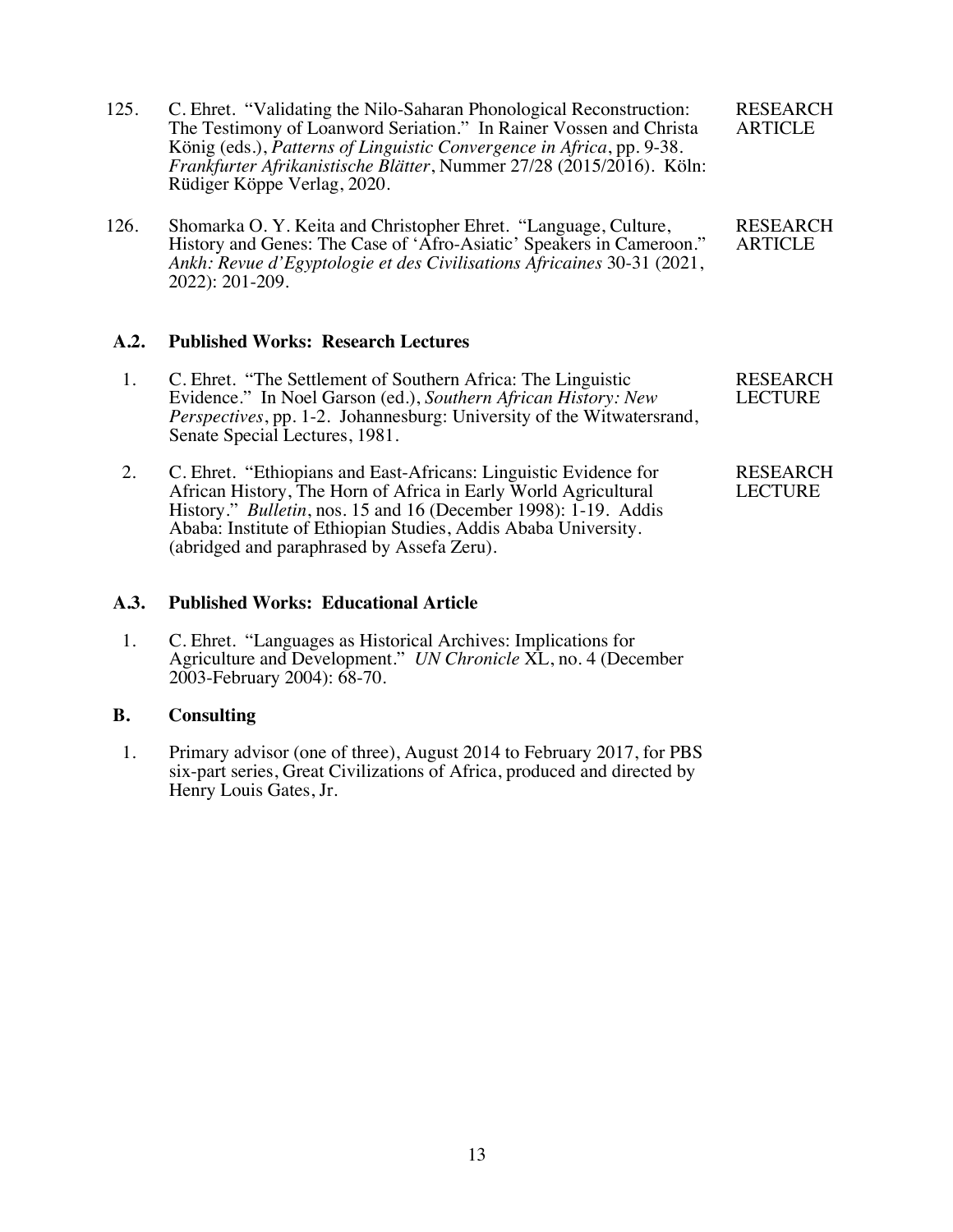125. C. Ehret. "Validating the Nilo-Saharan Phonological Reconstruction: The Testimony of Loanword Seriation." In Rainer Vossen and Christa König (eds.), *Patterns of Linguistic Convergence in Africa*, pp. 9-38. *Frankfurter Afrikanistische Blätter*, Nummer 27/28 (2015/2016). Köln: Rüdiger Köppe Verlag, 2020. RESEARCH ARTICLE

126. Shomarka O. Y. Keita and Christopher Ehret. "Language, Culture, History and Genes: The Case of 'Afro-Asiatic' Speakers in Cameroon." *Ankh: Revue d'Egyptologie et des Civilisations Africaines* 30-31 (2021, 2022): 201-209. RESEARCH ARTICLE

### A.2. Published Works: Research Lectures

1. C. Ehret. "The Settlement of Southern Africa: The Linguistic Evidence." In Noel Garson (ed.), *Southern African History: New Perspectives*, pp. 1-2. Johannesburg: University of the Witwatersrand, Senate Special Lectures, 1981. RESEARCH LECTURE

2. C. Ehret. "Ethiopians and East-Africans: Linguistic Evidence for African History, The Horn of Africa in Early World Agricultural History." *Bulletin*, nos. 15 and 16 (December 1998): 1-19. Addis Ababa: Institute of Ethiopian Studies, Addis Ababa University. (abridged and paraphrased by Assefa Zeru). RESEARCH LECTURE

### A.3. Published Works: Educational Article

1. C. Ehret. "Languages as Historical Archives: Implications for Agriculture and Development." *UN Chronicle* XL, no. 4 (December 2003-February 2004): 68-70.

### B. Consulting

1. Primary advisor (one of three), August 2014 to February 2017, for PBS six-part series, Great Civilizations of Africa, produced and directed by Henry Louis Gates, Jr.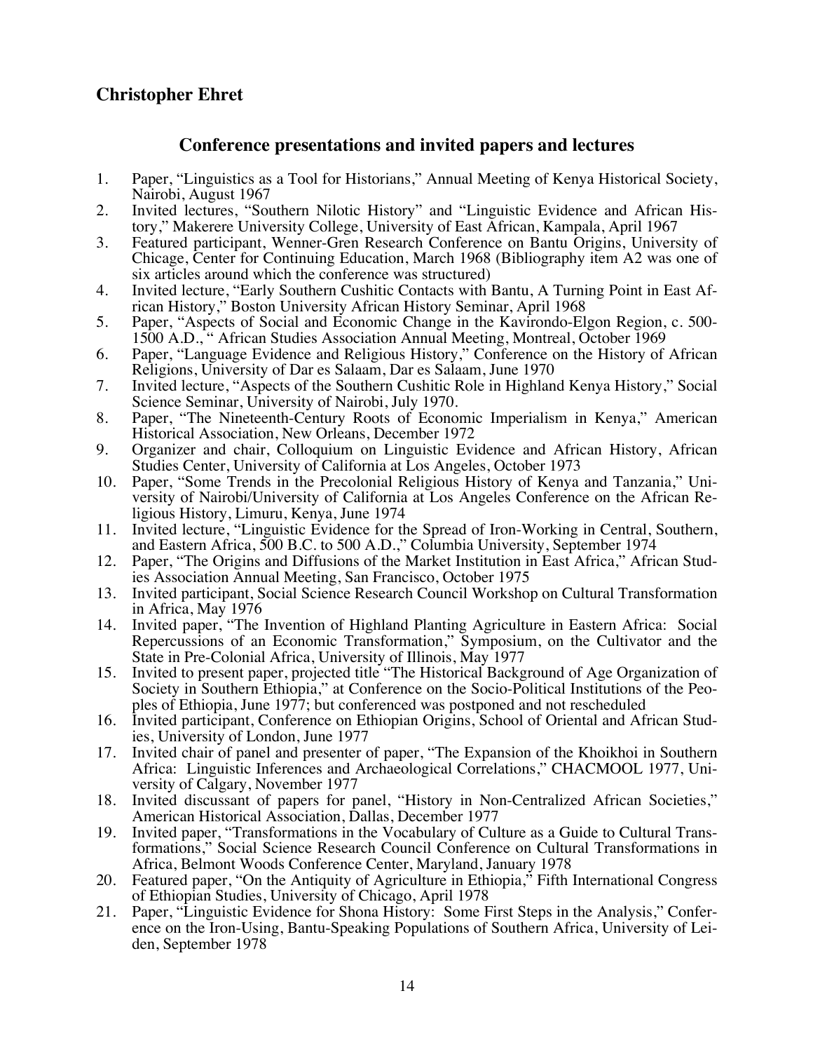## Christopher Ehret

### Conference presentations and invited papers and lectures

1. Paper, "Linguistics as a Tool for Historians," Annual Meeting of Kenya Historical Society, Nairobi, August 1967
2. Invited lectures, "Southern Nilotic History" and "Linguistic Evidence and African History," Makerere University College, University of East African, Kampala, April 1967
3. Featured participant, Wenner-Gren Research Conference on Bantu Origins, University of Chicago, Center for Continuing Education, March 1968 (Bibliography item A2 was one of six articles around which the conference was structured)
4. Invited lecture, "Early Southern Cushitic Contacts with Bantu, A Turning Point in East African History," Boston University African History Seminar, April 1968
5. Paper, "Aspects of Social and Economic Change in the Kavirondo-Elgon Region, c. 500-1500 A.D., " African Studies Association Annual Meeting, Montreal, October 1969
6. Paper, "Language Evidence and Religious History," Conference on the History of African Religions, University of Dar es Salaam, Dar es Salaam, June 1970
7. Invited lecture, "Aspects of the Southern Cushitic Role in Highland Kenya History," Social Science Seminar, University of Nairobi, July 1970.
8. Paper, "The Nineteenth-Century Roots of Economic Imperialism in Kenya," American Historical Association, New Orleans, December 1972
9. Organizer and chair, Colloquium on Linguistic Evidence and African History, African Studies Center, University of California at Los Angeles, October 1973
10. Paper, "Some Trends in the Precolonial Religious History of Kenya and Tanzania," University of Nairobi/University of California at Los Angeles Conference on the African Religious History, Limuru, Kenya, June 1974
11. Invited lecture, "Linguistic Evidence for the Spread of Iron-Working in Central, Southern, and Eastern Africa, 500 B.C. to 500 A.D.," Columbia University, September 1974
12. Paper, "The Origins and Diffusions of the Market Institution in East Africa," African Studies Association Annual Meeting, San Francisco, October 1975
13. Invited participant, Social Science Research Council Workshop on Cultural Transformation in Africa, May 1976
14. Invited paper, "The Invention of Highland Planting Agriculture in Eastern Africa: Social Repercussions of an Economic Transformation," Symposium, on the Cultivator and the State in Pre-Colonial Africa, University of Illinois, May 1977
15. Invited to present paper, projected title "The Historical Background of Age Organization of Society in Southern Ethiopia," at Conference on the Socio-Political Institutions of the Peoples of Ethiopia, June 1977; but conferenced was postponed and not rescheduled
16. Invited participant, Conference on Ethiopian Origins, School of Oriental and African Studies, University of London, June 1977
17. Invited chair of panel and presenter of paper, "The Expansion of the Khoikhoi in Southern Africa: Linguistic Inferences and Archaeological Correlations," CHACMOOL 1977, University of Calgary, November 1977
18. Invited discussant of papers for panel, "History in Non-Centralized African Societies," American Historical Association, Dallas, December 1977
19. Invited paper, "Transformations in the Vocabulary of Culture as a Guide to Cultural Transformations," Social Science Research Council Conference on Cultural Transformations in Africa, Belmont Woods Conference Center, Maryland, January 1978
20. Featured paper, "On the Antiquity of Agriculture in Ethiopia," Fifth International Congress of Ethiopian Studies, University of Chicago, April 1978
21. Paper, "Linguistic Evidence for Shona History: Some First Steps in the Analysis," Conference on the Iron-Using, Bantu-Speaking Populations of Southern Africa, University of Leiden, September 1978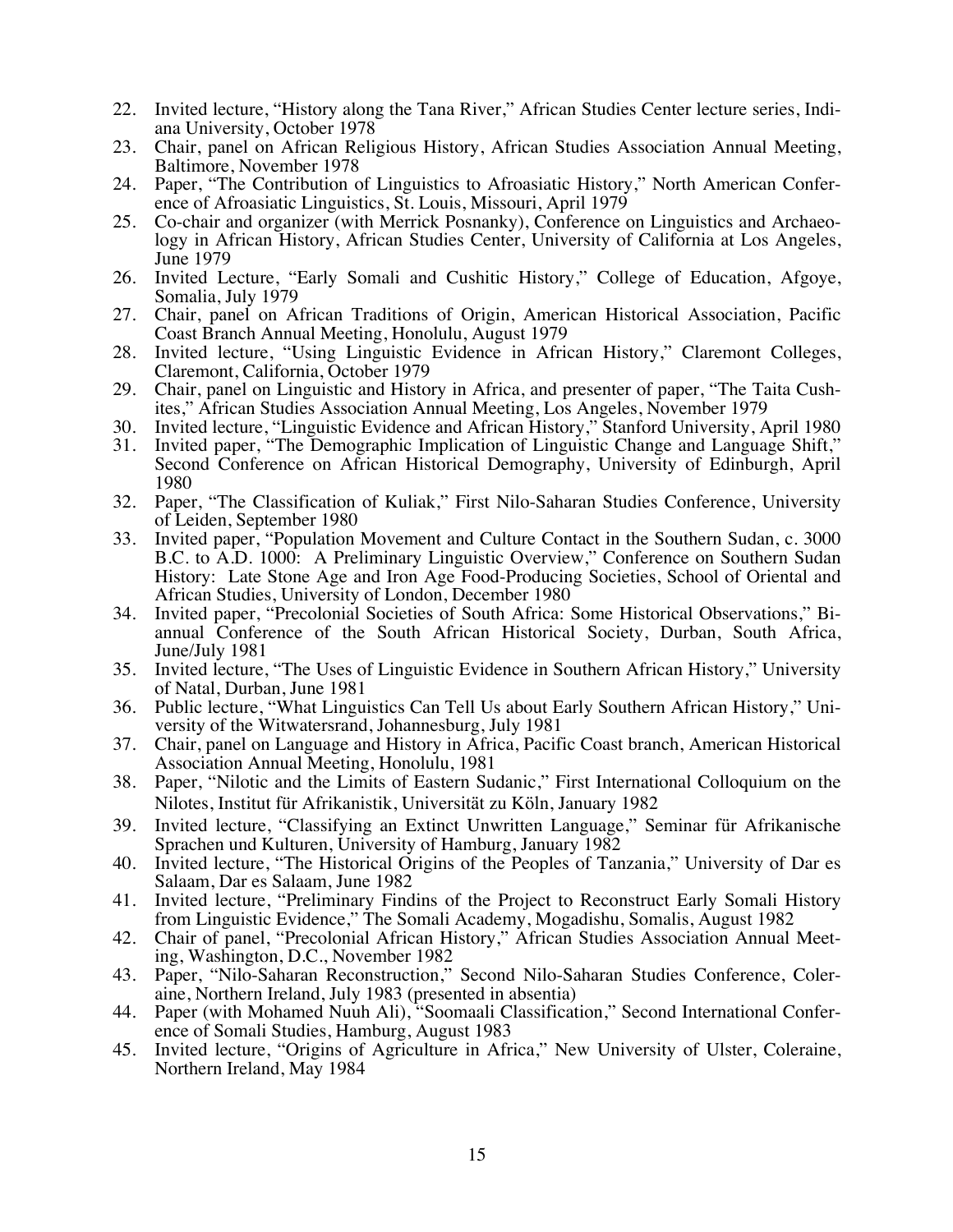22. Invited lecture, "History along the Tana River," African Studies Center lecture series, Indiana University, October 1978
23. Chair, panel on African Religious History, African Studies Association Annual Meeting, Baltimore, November 1978
24. Paper, "The Contribution of Linguistics to Afroasiatic History," North American Conference of Afroasiatic Linguistics, St. Louis, Missouri, April 1979
25. Co-chair and organizer (with Merrick Posnanky), Conference on Linguistics and Archaeology in African History, African Studies Center, University of California at Los Angeles, June 1979
26. Invited Lecture, "Early Somali and Cushitic History," College of Education, Afgoye, Somalia, July 1979
27. Chair, panel on African Traditions of Origin, American Historical Association, Pacific Coast Branch Annual Meeting, Honolulu, August 1979
28. Invited lecture, "Using Linguistic Evidence in African History," Claremont Colleges, Claremont, California, October 1979
29. Chair, panel on Linguistic and History in Africa, and presenter of paper, "The Taita Cushites," African Studies Association Annual Meeting, Los Angeles, November 1979
30. Invited lecture, "Linguistic Evidence and African History," Stanford University, April 1980
31. Invited paper, "The Demographic Implication of Linguistic Change and Language Shift," Second Conference on African Historical Demography, University of Edinburgh, April 1980
32. Paper, "The Classification of Kuliak," First Nilo-Saharan Studies Conference, University of Leiden, September 1980
33. Invited paper, "Population Movement and Culture Contact in the Southern Sudan, c. 3000 B.C. to A.D. 1000: A Preliminary Linguistic Overview," Conference on Southern Sudan History: Late Stone Age and Iron Age Food-Producing Societies, School of Oriental and African Studies, University of London, December 1980
34. Invited paper, "Precolonial Societies of South Africa: Some Historical Observations," Biannual Conference of the South African Historical Society, Durban, South Africa, June/July 1981
35. Invited lecture, "The Uses of Linguistic Evidence in Southern African History," University of Natal, Durban, June 1981
36. Public lecture, "What Linguistics Can Tell Us about Early Southern African History," University of the Witwatersrand, Johannesburg, July 1981
37. Chair, panel on Language and History in Africa, Pacific Coast branch, American Historical Association Annual Meeting, Honolulu, 1981
38. Paper, "Nilotic and the Limits of Eastern Sudanic," First International Colloquium on the Nilotes, Institut für Afrikanistik, Universität zu Köln, January 1982
39. Invited lecture, "Classifying an Extinct Unwritten Language," Seminar für Afrikanische Sprachen und Kulturen, University of Hamburg, January 1982
40. Invited lecture, "The Historical Origins of the Peoples of Tanzania," University of Dar es Salaam, Dar es Salaam, June 1982
41. Invited lecture, "Preliminary Findins of the Project to Reconstruct Early Somali History from Linguistic Evidence," The Somali Academy, Mogadishu, Somalis, August 1982
42. Chair of panel, "Precolonial African History," African Studies Association Annual Meeting, Washington, D.C., November 1982
43. Paper, "Nilo-Saharan Reconstruction," Second Nilo-Saharan Studies Conference, Coleraine, Northern Ireland, July 1983 (presented in absentia)
44. Paper (with Mohamed Nuuh Ali), "Soomaali Classification," Second International Conference of Somali Studies, Hamburg, August 1983
45. Invited lecture, "Origins of Agriculture in Africa," New University of Ulster, Coleraine, Northern Ireland, May 1984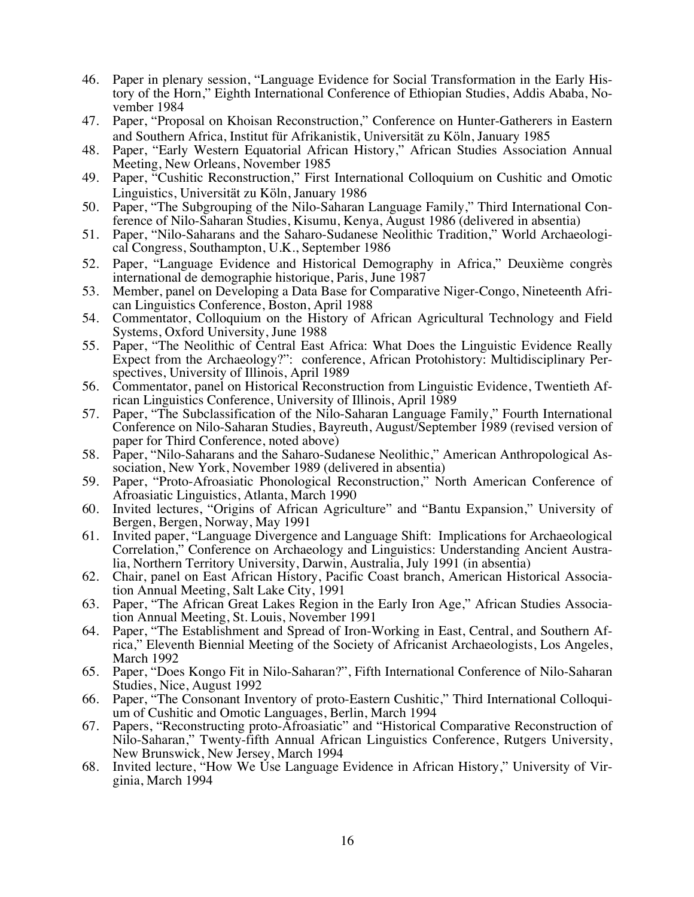46. Paper in plenary session, "Language Evidence for Social Transformation in the Early History of the Horn," Eighth International Conference of Ethiopian Studies, Addis Ababa, November 1984
47. Paper, "Proposal on Khoisan Reconstruction," Conference on Hunter-Gatherers in Eastern and Southern Africa, Institut für Afrikanistik, Universität zu Köln, January 1985
48. Paper, "Early Western Equatorial African History," African Studies Association Annual Meeting, New Orleans, November 1985
49. Paper, "Cushitic Reconstruction," First International Colloquium on Cushitic and Omotic Linguistics, Universität zu Köln, January 1986
50. Paper, "The Subgrouping of the Nilo-Saharan Language Family," Third International Conference of Nilo-Saharan Studies, Kisumu, Kenya, August 1986 (delivered in absentia)
51. Paper, "Nilo-Saharans and the Saharo-Sudanese Neolithic Tradition," World Archaeological Congress, Southampton, U.K., September 1986
52. Paper, "Language Evidence and Historical Demography in Africa," Deuxième congrès international de demographie historique, Paris, June 1987
53. Member, panel on Developing a Data Base for Comparative Niger-Congo, Nineteenth African Linguistics Conference, Boston, April 1988
54. Commentator, Colloquium on the History of African Agricultural Technology and Field Systems, Oxford University, June 1988
55. Paper, "The Neolithic of Central East Africa: What Does the Linguistic Evidence Really Expect from the Archaeology?": conference, African Protohistory: Multidisciplinary Perspectives, University of Illinois, April 1989
56. Commentator, panel on Historical Reconstruction from Linguistic Evidence, Twentieth African Linguistics Conference, University of Illinois, April 1989
57. Paper, "The Subclassification of the Nilo-Saharan Language Family," Fourth International Conference on Nilo-Saharan Studies, Bayreuth, August/September 1989 (revised version of paper for Third Conference, noted above)
58. Paper, "Nilo-Saharans and the Saharo-Sudanese Neolithic," American Anthropological Association, New York, November 1989 (delivered in absentia)
59. Paper, "Proto-Afroasiatic Phonological Reconstruction," North American Conference of Afroasiatic Linguistics, Atlanta, March 1990
60. Invited lectures, "Origins of African Agriculture" and "Bantu Expansion," University of Bergen, Bergen, Norway, May 1991
61. Invited paper, "Language Divergence and Language Shift: Implications for Archaeological Correlation," Conference on Archaeology and Linguistics: Understanding Ancient Australia, Northern Territory University, Darwin, Australia, July 1991 (in absentia)
62. Chair, panel on East African History, Pacific Coast branch, American Historical Association Annual Meeting, Salt Lake City, 1991
63. Paper, "The African Great Lakes Region in the Early Iron Age," African Studies Association Annual Meeting, St. Louis, November 1991
64. Paper, "The Establishment and Spread of Iron-Working in East, Central, and Southern Africa," Eleventh Biennial Meeting of the Society of Africanist Archaeologists, Los Angeles, March 1992
65. Paper, "Does Kongo Fit in Nilo-Saharan?", Fifth International Conference of Nilo-Saharan Studies, Nice, August 1992
66. Paper, "The Consonant Inventory of proto-Eastern Cushitic," Third International Colloquium of Cushitic and Omotic Languages, Berlin, March 1994
67. Papers, "Reconstructing proto-Afroasiatic" and "Historical Comparative Reconstruction of Nilo-Saharan," Twenty-fifth Annual African Linguistics Conference, Rutgers University, New Brunswick, New Jersey, March 1994
68. Invited lecture, "How We Use Language Evidence in African History," University of Virginia, March 1994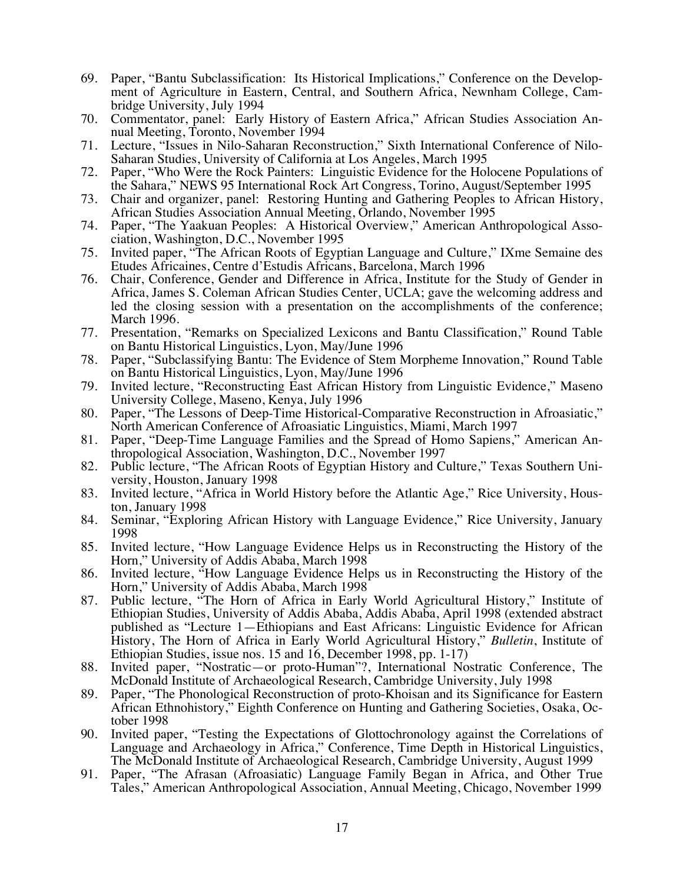69. Paper, "Bantu Subclassification: Its Historical Implications," Conference on the Development of Agriculture in Eastern, Central, and Southern Africa, Newnham College, Cambridge University, July 1994
70. Commentator, panel: Early History of Eastern Africa," African Studies Association Annual Meeting, Toronto, November 1994
71. Lecture, "Issues in Nilo-Saharan Reconstruction," Sixth International Conference of Nilo-Saharan Studies, University of California at Los Angeles, March 1995
72. Paper, "Who Were the Rock Painters: Linguistic Evidence for the Holocene Populations of the Sahara," NEWS 95 International Rock Art Congress, Torino, August/September 1995
73. Chair and organizer, panel: Restoring Hunting and Gathering Peoples to African History, African Studies Association Annual Meeting, Orlando, November 1995
74. Paper, "The Yaakuan Peoples: A Historical Overview," American Anthropological Association, Washington, D.C., November 1995
75. Invited paper, "The African Roots of Egyptian Language and Culture," IXme Semaine des Etudes Africaines, Centre d'Estudis Africans, Barcelona, March 1996
76. Chair, Conference, Gender and Difference in Africa, Institute for the Study of Gender in Africa, James S. Coleman African Studies Center, UCLA; gave the welcoming address and led the closing session with a presentation on the accomplishments of the conference; March 1996.
77. Presentation, "Remarks on Specialized Lexicons and Bantu Classification," Round Table on Bantu Historical Linguistics, Lyon, May/June 1996
78. Paper, "Subclassifying Bantu: The Evidence of Stem Morpheme Innovation," Round Table on Bantu Historical Linguistics, Lyon, May/June 1996
79. Invited lecture, "Reconstructing East African History from Linguistic Evidence," Maseno University College, Maseno, Kenya, July 1996
80. Paper, "The Lessons of Deep-Time Historical-Comparative Reconstruction in Afroasiatic," North American Conference of Afroasiatic Linguistics, Miami, March 1997
81. Paper, "Deep-Time Language Families and the Spread of Homo Sapiens," American Anthropological Association, Washington, D.C., November 1997
82. Public lecture, "The African Roots of Egyptian History and Culture," Texas Southern University, Houston, January 1998
83. Invited lecture, "Africa in World History before the Atlantic Age," Rice University, Houston, January 1998
84. Seminar, "Exploring African History with Language Evidence," Rice University, January 1998
85. Invited lecture, "How Language Evidence Helps us in Reconstructing the History of the Horn," University of Addis Ababa, March 1998
86. Invited lecture, "How Language Evidence Helps us in Reconstructing the History of the Horn," University of Addis Ababa, March 1998
87. Public lecture, "The Horn of Africa in Early World Agricultural History," Institute of Ethiopian Studies, University of Addis Ababa, Addis Ababa, April 1998 (extended abstract published as "Lecture 1—Ethiopians and East Africans: Linguistic Evidence for African History, The Horn of Africa in Early World Agricultural History," *Bulletin*, Institute of Ethiopian Studies, issue nos. 15 and 16, December 1998, pp. 1-17)
88. Invited paper, "Nostratic—or proto-Human"?, International Nostratic Conference, The McDonald Institute of Archaeological Research, Cambridge University, July 1998
89. Paper, "The Phonological Reconstruction of proto-Khoisan and its Significance for Eastern African Ethnohistory," Eighth Conference on Hunting and Gathering Societies, Osaka, October 1998
90. Invited paper, "Testing the Expectations of Glottochronology against the Correlations of Language and Archaeology in Africa," Conference, Time Depth in Historical Linguistics, The McDonald Institute of Archaeological Research, Cambridge University, August 1999
91. Paper, "The Afrasan (Afroasiatic) Language Family Began in Africa, and Other True Tales," American Anthropological Association, Annual Meeting, Chicago, November 1999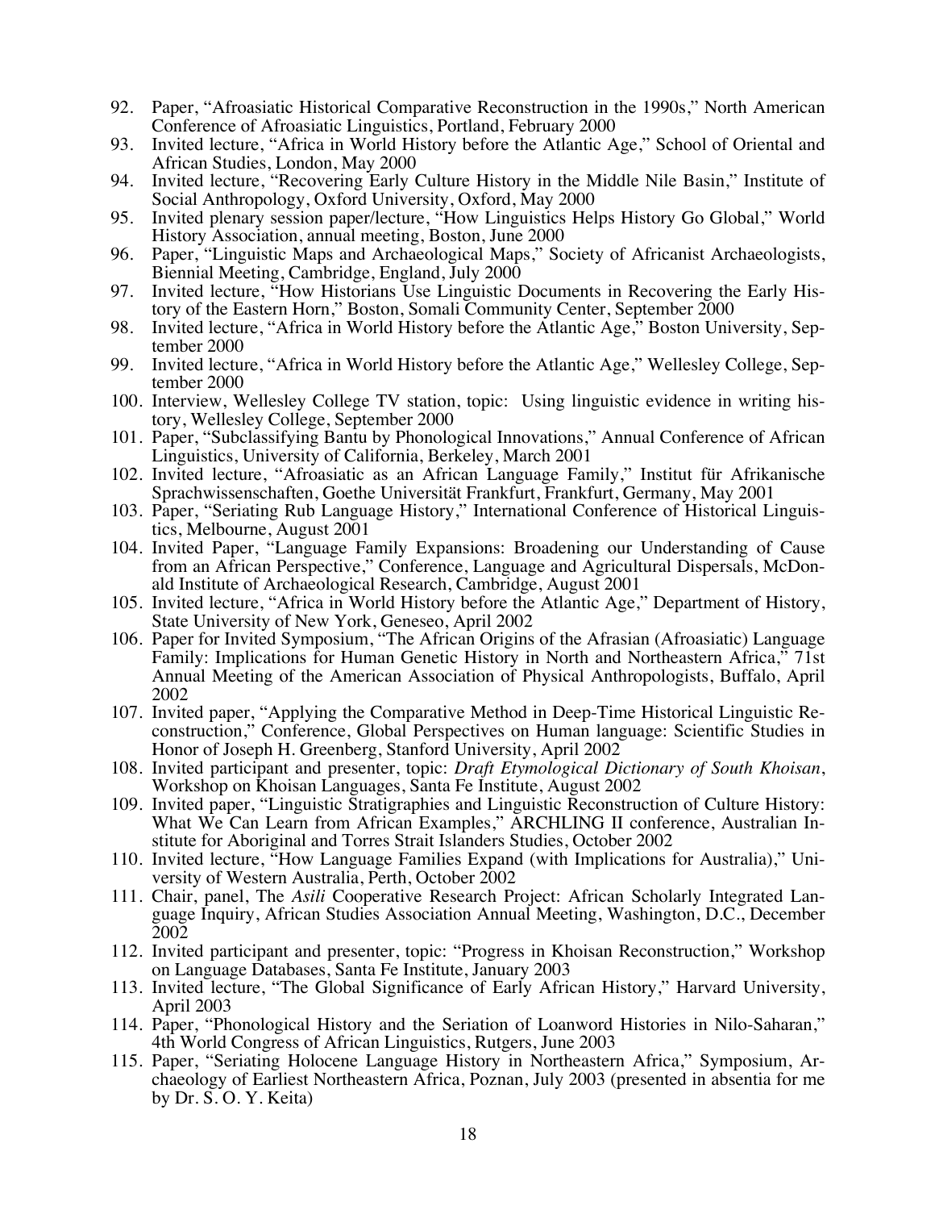92. Paper, "Afroasiatic Historical Comparative Reconstruction in the 1990s," North American Conference of Afroasiatic Linguistics, Portland, February 2000
93. Invited lecture, "Africa in World History before the Atlantic Age," School of Oriental and African Studies, London, May 2000
94. Invited lecture, "Recovering Early Culture History in the Middle Nile Basin," Institute of Social Anthropology, Oxford University, Oxford, May 2000
95. Invited plenary session paper/lecture, "How Linguistics Helps History Go Global," World History Association, annual meeting, Boston, June 2000
96. Paper, "Linguistic Maps and Archaeological Maps," Society of Africanist Archaeologists, Biennial Meeting, Cambridge, England, July 2000
97. Invited lecture, "How Historians Use Linguistic Documents in Recovering the Early History of the Eastern Horn," Boston, Somali Community Center, September 2000
98. Invited lecture, "Africa in World History before the Atlantic Age," Boston University, September 2000
99. Invited lecture, "Africa in World History before the Atlantic Age," Wellesley College, September 2000
100. Interview, Wellesley College TV station, topic: Using linguistic evidence in writing history, Wellesley College, September 2000
101. Paper, "Subclassifying Bantu by Phonological Innovations," Annual Conference of African Linguistics, University of California, Berkeley, March 2001
102. Invited lecture, "Afroasiatic as an African Language Family," Institut für Afrikanische Sprachwissenschaften, Goethe Universität Frankfurt, Frankfurt, Germany, May 2001
103. Paper, "Seriating Rub Language History," International Conference of Historical Linguistics, Melbourne, August 2001
104. Invited Paper, "Language Family Expansions: Broadening our Understanding of Cause from an African Perspective," Conference, Language and Agricultural Dispersals, McDonald Institute of Archaeological Research, Cambridge, August 2001
105. Invited lecture, "Africa in World History before the Atlantic Age," Department of History, State University of New York, Geneseo, April 2002
106. Paper for Invited Symposium, "The African Origins of the Afrasian (Afroasiatic) Language Family: Implications for Human Genetic History in North and Northeastern Africa," 71st Annual Meeting of the American Association of Physical Anthropologists, Buffalo, April 2002
107. Invited paper, "Applying the Comparative Method in Deep-Time Historical Linguistic Reconstruction," Conference, Global Perspectives on Human language: Scientific Studies in Honor of Joseph H. Greenberg, Stanford University, April 2002
108. Invited participant and presenter, topic: *Draft Etymological Dictionary of South Khoisan*, Workshop on Khoisan Languages, Santa Fe Institute, August 2002
109. Invited paper, "Linguistic Stratigraphies and Linguistic Reconstruction of Culture History: What We Can Learn from African Examples," ARCHLING II conference, Australian Institute for Aboriginal and Torres Strait Islanders Studies, October 2002
110. Invited lecture, "How Language Families Expand (with Implications for Australia)," University of Western Australia, Perth, October 2002
111. Chair, panel, The *Asili* Cooperative Research Project: African Scholarly Integrated Language Inquiry, African Studies Association Annual Meeting, Washington, D.C., December 2002
112. Invited participant and presenter, topic: "Progress in Khoisan Reconstruction," Workshop on Language Databases, Santa Fe Institute, January 2003
113. Invited lecture, "The Global Significance of Early African History," Harvard University, April 2003
114. Paper, "Phonological History and the Seriation of Loanword Histories in Nilo-Saharan," 4th World Congress of African Linguistics, Rutgers, June 2003
115. Paper, "Seriating Holocene Language History in Northeastern Africa," Symposium, Archaeology of Earliest Northeastern Africa, Poznan, July 2003 (presented in absentia for me by Dr. S. O. Y. Keita)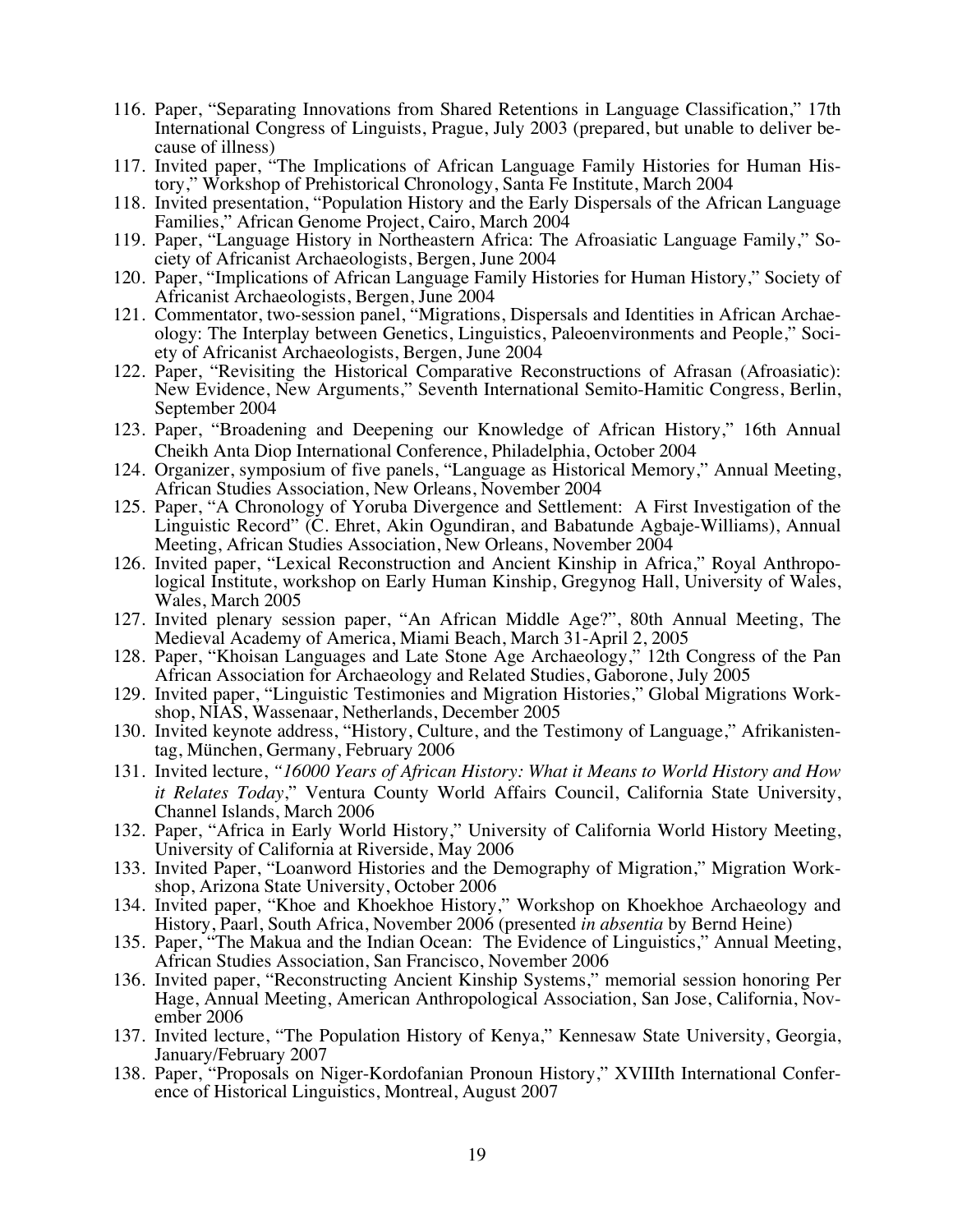116. Paper, "Separating Innovations from Shared Retentions in Language Classification," 17th International Congress of Linguists, Prague, July 2003 (prepared, but unable to deliver because of illness)
117. Invited paper, "The Implications of African Language Family Histories for Human History," Workshop of Prehistorical Chronology, Santa Fe Institute, March 2004
118. Invited presentation, "Population History and the Early Dispersals of the African Language Families," African Genome Project, Cairo, March 2004
119. Paper, "Language History in Northeastern Africa: The Afroasiatic Language Family," Society of Africanist Archaeologists, Bergen, June 2004
120. Paper, "Implications of African Language Family Histories for Human History," Society of Africanist Archaeologists, Bergen, June 2004
121. Commentator, two-session panel, "Migrations, Dispersals and Identities in African Archaeology: The Interplay between Genetics, Linguistics, Paleoenvironments and People," Society of Africanist Archaeologists, Bergen, June 2004
122. Paper, "Revisiting the Historical Comparative Reconstructions of Afrasan (Afroasiatic): New Evidence, New Arguments," Seventh International Semito-Hamitic Congress, Berlin, September 2004
123. Paper, "Broadening and Deepening our Knowledge of African History," 16th Annual Cheikh Anta Diop International Conference, Philadelphia, October 2004
124. Organizer, symposium of five panels, "Language as Historical Memory," Annual Meeting, African Studies Association, New Orleans, November 2004
125. Paper, "A Chronology of Yoruba Divergence and Settlement: A First Investigation of the Linguistic Record" (C. Ehret, Akin Ogundiran, and Babatunde Agbaje-Williams), Annual Meeting, African Studies Association, New Orleans, November 2004
126. Invited paper, "Lexical Reconstruction and Ancient Kinship in Africa," Royal Anthropological Institute, workshop on Early Human Kinship, Gregynog Hall, University of Wales, Wales, March 2005
127. Invited plenary session paper, "An African Middle Age?", 80th Annual Meeting, The Medieval Academy of America, Miami Beach, March 31-April 2, 2005
128. Paper, "Khoisan Languages and Late Stone Age Archaeology," 12th Congress of the Pan African Association for Archaeology and Related Studies, Gaborone, July 2005
129. Invited paper, "Linguistic Testimonies and Migration Histories," Global Migrations Workshop, NIAS, Wassenaar, Netherlands, December 2005
130. Invited keynote address, "History, Culture, and the Testimony of Language," Afrikanistentag, München, Germany, February 2006
131. Invited lecture, *"16000 Years of African History: What it Means to World History and How it Relates Today*," Ventura County World Affairs Council, California State University, Channel Islands, March 2006
132. Paper, "Africa in Early World History," University of California World History Meeting, University of California at Riverside, May 2006
133. Invited Paper, "Loanword Histories and the Demography of Migration," Migration Workshop, Arizona State University, October 2006
134. Invited paper, "Khoe and Khoekhoe History," Workshop on Khoekhoe Archaeology and History, Paarl, South Africa, November 2006 (presented *in absentia* by Bernd Heine)
135. Paper, "The Makua and the Indian Ocean: The Evidence of Linguistics," Annual Meeting, African Studies Association, San Francisco, November 2006
136. Invited paper, "Reconstructing Ancient Kinship Systems," memorial session honoring Per Hage, Annual Meeting, American Anthropological Association, San Jose, California, November 2006
137. Invited lecture, "The Population History of Kenya," Kennesaw State University, Georgia, January/February 2007
138. Paper, "Proposals on Niger-Kordofanian Pronoun History," XVIIIth International Conference of Historical Linguistics, Montreal, August 2007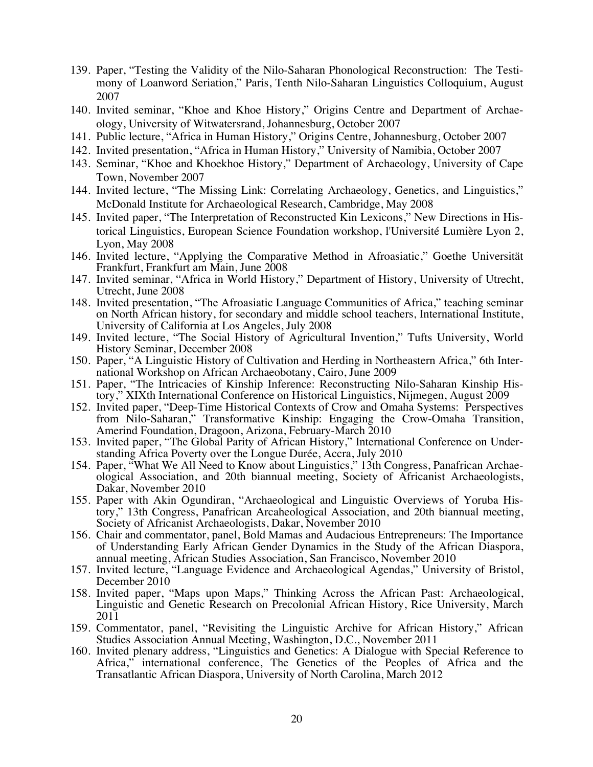139. Paper, "Testing the Validity of the Nilo-Saharan Phonological Reconstruction: The Testimony of Loanword Seriation," Paris, Tenth Nilo-Saharan Linguistics Colloquium, August 2007
140. Invited seminar, "Khoe and Khoe History," Origins Centre and Department of Archaeology, University of Witwatersrand, Johannesburg, October 2007
141. Public lecture, "Africa in Human History," Origins Centre, Johannesburg, October 2007
142. Invited presentation, "Africa in Human History," University of Namibia, October 2007
143. Seminar, "Khoe and Khoekhoe History," Department of Archaeology, University of Cape Town, November 2007
144. Invited lecture, "The Missing Link: Correlating Archaeology, Genetics, and Linguistics," McDonald Institute for Archaeological Research, Cambridge, May 2008
145. Invited paper, "The Interpretation of Reconstructed Kin Lexicons," New Directions in Historical Linguistics, European Science Foundation workshop, l'Université Lumière Lyon 2, Lyon, May 2008
146. Invited lecture, "Applying the Comparative Method in Afroasiatic," Goethe Universität Frankfurt, Frankfurt am Main, June 2008
147. Invited seminar, "Africa in World History," Department of History, University of Utrecht, Utrecht, June 2008
148. Invited presentation, "The Afroasiatic Language Communities of Africa," teaching seminar on North African history, for secondary and middle school teachers, International Institute, University of California at Los Angeles, July 2008
149. Invited lecture, "The Social History of Agricultural Invention," Tufts University, World History Seminar, December 2008
150. Paper, "A Linguistic History of Cultivation and Herding in Northeastern Africa," 6th International Workshop on African Archaeobotany, Cairo, June 2009
151. Paper, "The Intricacies of Kinship Inference: Reconstructing Nilo-Saharan Kinship History," XIXth International Conference on Historical Linguistics, Nijmegen, August 2009
152. Invited paper, "Deep-Time Historical Contexts of Crow and Omaha Systems: Perspectives from Nilo-Saharan," Transformative Kinship: Engaging the Crow-Omaha Transition, Amerind Foundation, Dragoon, Arizona, February-March 2010
153. Invited paper, "The Global Parity of African History," International Conference on Understanding Africa Poverty over the Longue Durée, Accra, July 2010
154. Paper, "What We All Need to Know about Linguistics," 13th Congress, Panafrican Archaeological Association, and 20th biannual meeting, Society of Africanist Archaeologists, Dakar, November 2010
155. Paper with Akin Ogundiran, "Archaeological and Linguistic Overviews of Yoruba History," 13th Congress, Panafrican Arcaheological Association, and 20th biannual meeting, Society of Africanist Archaeologists, Dakar, November 2010
156. Chair and commentator, panel, Bold Mamas and Audacious Entrepreneurs: The Importance of Understanding Early African Gender Dynamics in the Study of the African Diaspora, annual meeting, African Studies Association, San Francisco, November 2010
157. Invited lecture, "Language Evidence and Archaeological Agendas," University of Bristol, December 2010
158. Invited paper, "Maps upon Maps," Thinking Across the African Past: Archaeological, Linguistic and Genetic Research on Precolonial African History, Rice University, March 2011
159. Commentator, panel, "Revisiting the Linguistic Archive for African History," African Studies Association Annual Meeting, Washington, D.C., November 2011
160. Invited plenary address, "Linguistics and Genetics: A Dialogue with Special Reference to Africa," international conference, The Genetics of the Peoples of Africa and the Transatlantic African Diaspora, University of North Carolina, March 2012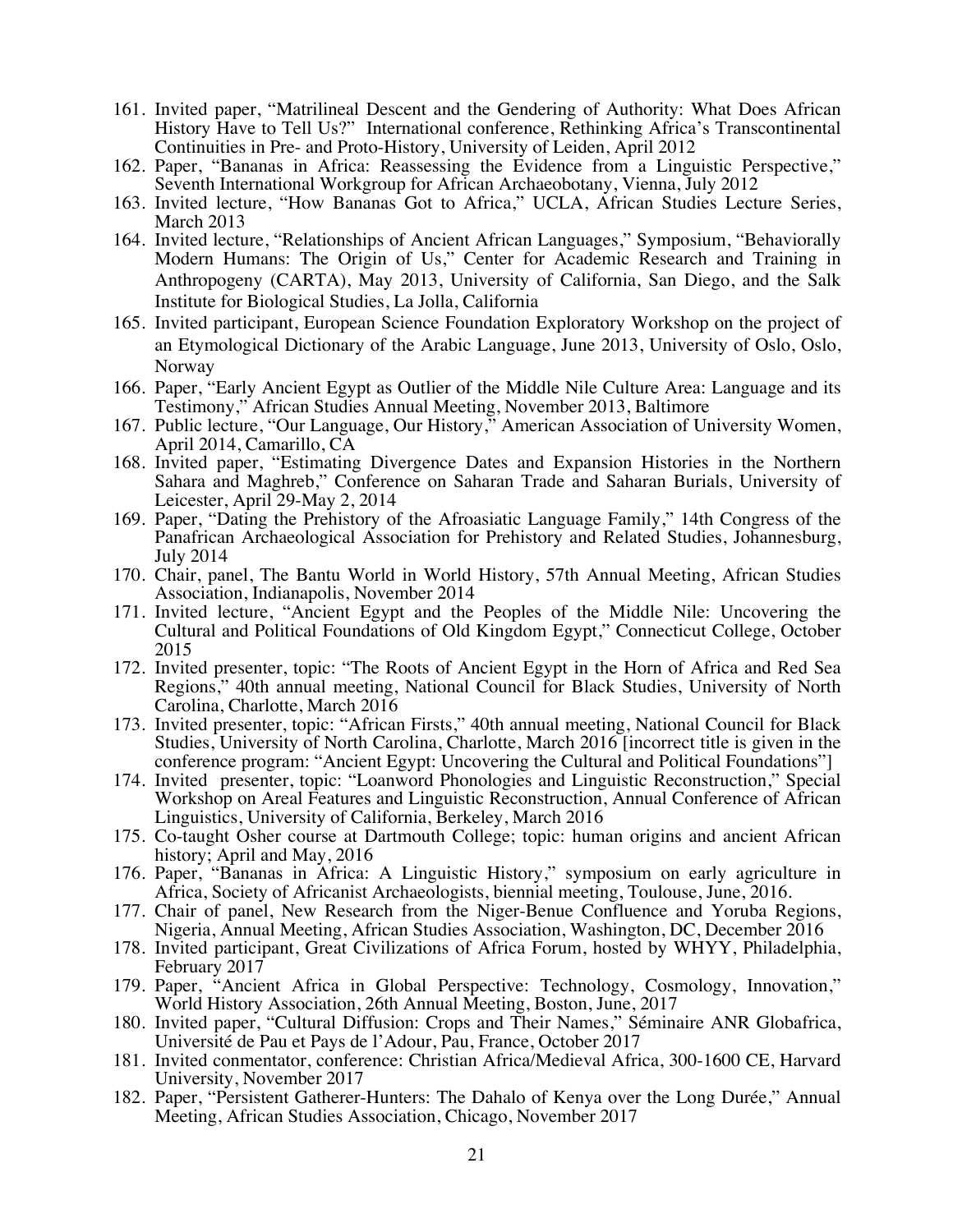161. Invited paper, "Matrilineal Descent and the Gendering of Authority: What Does African History Have to Tell Us?" International conference, Rethinking Africa's Transcontinental Continuities in Pre- and Proto-History, University of Leiden, April 2012
162. Paper, "Bananas in Africa: Reassessing the Evidence from a Linguistic Perspective," Seventh International Workgroup for African Archaeobotany, Vienna, July 2012
163. Invited lecture, "How Bananas Got to Africa," UCLA, African Studies Lecture Series, March 2013
164. Invited lecture, "Relationships of Ancient African Languages," Symposium, "Behaviorally Modern Humans: The Origin of Us," Center for Academic Research and Training in Anthropogeny (CARTA), May 2013, University of California, San Diego, and the Salk Institute for Biological Studies, La Jolla, California
165. Invited participant, European Science Foundation Exploratory Workshop on the project of an Etymological Dictionary of the Arabic Language, June 2013, University of Oslo, Oslo, Norway
166. Paper, "Early Ancient Egypt as Outlier of the Middle Nile Culture Area: Language and its Testimony," African Studies Annual Meeting, November 2013, Baltimore
167. Public lecture, "Our Language, Our History," American Association of University Women, April 2014, Camarillo, CA
168. Invited paper, "Estimating Divergence Dates and Expansion Histories in the Northern Sahara and Maghreb," Conference on Saharan Trade and Saharan Burials, University of Leicester, April 29-May 2, 2014
169. Paper, "Dating the Prehistory of the Afroasiatic Language Family," 14th Congress of the Panafrican Archaeological Association for Prehistory and Related Studies, Johannesburg, July 2014
170. Chair, panel, The Bantu World in World History, 57th Annual Meeting, African Studies Association, Indianapolis, November 2014
171. Invited lecture, "Ancient Egypt and the Peoples of the Middle Nile: Uncovering the Cultural and Political Foundations of Old Kingdom Egypt," Connecticut College, October 2015
172. Invited presenter, topic: "The Roots of Ancient Egypt in the Horn of Africa and Red Sea Regions," 40th annual meeting, National Council for Black Studies, University of North Carolina, Charlotte, March 2016
173. Invited presenter, topic: "African Firsts," 40th annual meeting, National Council for Black Studies, University of North Carolina, Charlotte, March 2016 [incorrect title is given in the conference program: "Ancient Egypt: Uncovering the Cultural and Political Foundations"]
174. Invited presenter, topic: "Loanword Phonologies and Linguistic Reconstruction," Special Workshop on Areal Features and Linguistic Reconstruction, Annual Conference of African Linguistics, University of California, Berkeley, March 2016
175. Co-taught Osher course at Dartmouth College; topic: human origins and ancient African history; April and May, 2016
176. Paper, "Bananas in Africa: A Linguistic History," symposium on early agriculture in Africa, Society of Africanist Archaeologists, biennial meeting, Toulouse, June, 2016.
177. Chair of panel, New Research from the Niger-Benue Confluence and Yoruba Regions, Nigeria, Annual Meeting, African Studies Association, Washington, DC, December 2016
178. Invited participant, Great Civilizations of Africa Forum, hosted by WHYY, Philadelphia, February 2017
179. Paper, "Ancient Africa in Global Perspective: Technology, Cosmology, Innovation," World History Association, 26th Annual Meeting, Boston, June, 2017
180. Invited paper, "Cultural Diffusion: Crops and Their Names," Séminaire ANR Globafrica, Université de Pau et Pays de l'Adour, Pau, France, October 2017
181. Invited conmentator, conference: Christian Africa/Medieval Africa, 300-1600 CE, Harvard University, November 2017
182. Paper, "Persistent Gatherer-Hunters: The Dahalo of Kenya over the Long Durée," Annual Meeting, African Studies Association, Chicago, November 2017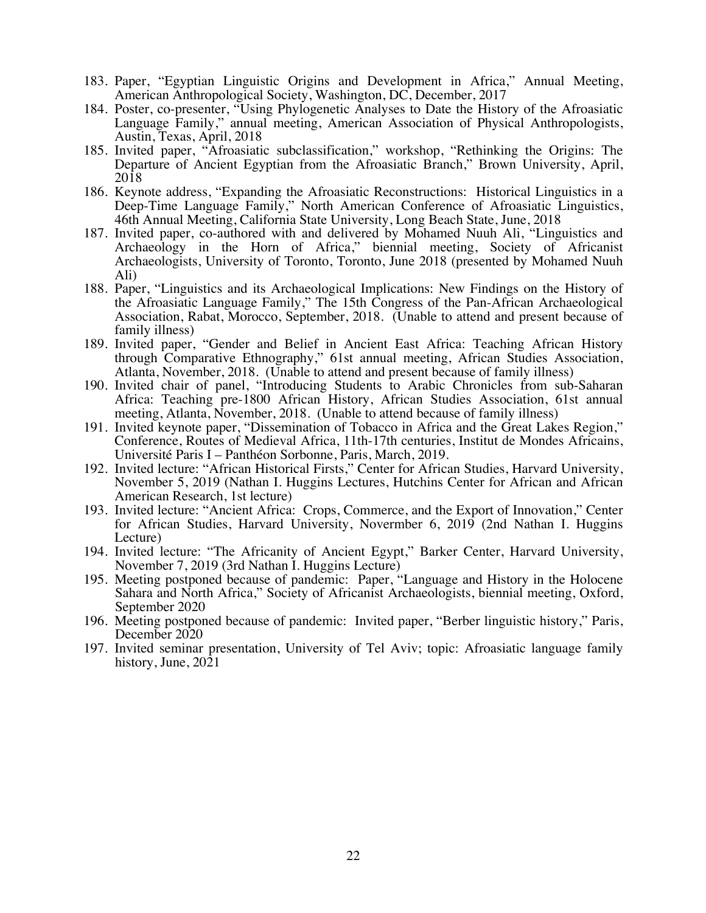183. Paper, "Egyptian Linguistic Origins and Development in Africa," Annual Meeting, American Anthropological Society, Washington, DC, December, 2017
184. Poster, co-presenter, "Using Phylogenetic Analyses to Date the History of the Afroasiatic Language Family," annual meeting, American Association of Physical Anthropologists, Austin, Texas, April, 2018
185. Invited paper, "Afroasiatic subclassification," workshop, "Rethinking the Origins: The Departure of Ancient Egyptian from the Afroasiatic Branch," Brown University, April, 2018
186. Keynote address, "Expanding the Afroasiatic Reconstructions: Historical Linguistics in a Deep-Time Language Family," North American Conference of Afroasiatic Linguistics, 46th Annual Meeting, California State University, Long Beach State, June, 2018
187. Invited paper, co-authored with and delivered by Mohamed Nuuh Ali, "Linguistics and Archaeology in the Horn of Africa," biennial meeting, Society of Africanist Archaeologists, University of Toronto, Toronto, June 2018 (presented by Mohamed Nuuh Ali)
188. Paper, "Linguistics and its Archaeological Implications: New Findings on the History of the Afroasiatic Language Family," The 15th Congress of the Pan-African Archaeological Association, Rabat, Morocco, September, 2018. (Unable to attend and present because of family illness)
189. Invited paper, "Gender and Belief in Ancient East Africa: Teaching African History through Comparative Ethnography," 61st annual meeting, African Studies Association, Atlanta, November, 2018. (Unable to attend and present because of family illness)
190. Invited chair of panel, "Introducing Students to Arabic Chronicles from sub-Saharan Africa: Teaching pre-1800 African History, African Studies Association, 61st annual meeting, Atlanta, November, 2018. (Unable to attend because of family illness)
191. Invited keynote paper, "Dissemination of Tobacco in Africa and the Great Lakes Region," Conference, Routes of Medieval Africa, 11th-17th centuries, Institut de Mondes Africains, Université Paris I – Panthéon Sorbonne, Paris, March, 2019.
192. Invited lecture: "African Historical Firsts," Center for African Studies, Harvard University, November 5, 2019 (Nathan I. Huggins Lectures, Hutchins Center for African and African American Research, 1st lecture)
193. Invited lecture: "Ancient Africa: Crops, Commerce, and the Export of Innovation," Center for African Studies, Harvard University, Novermber 6, 2019 (2nd Nathan I. Huggins Lecture)
194. Invited lecture: "The Africanity of Ancient Egypt," Barker Center, Harvard University, November 7, 2019 (3rd Nathan I. Huggins Lecture)
195. Meeting postponed because of pandemic: Paper, "Language and History in the Holocene Sahara and North Africa," Society of Africanist Archaeologists, biennial meeting, Oxford, September 2020
196. Meeting postponed because of pandemic: Invited paper, "Berber linguistic history," Paris, December 2020
197. Invited seminar presentation, University of Tel Aviv; topic: Afroasiatic language family history, June, 2021